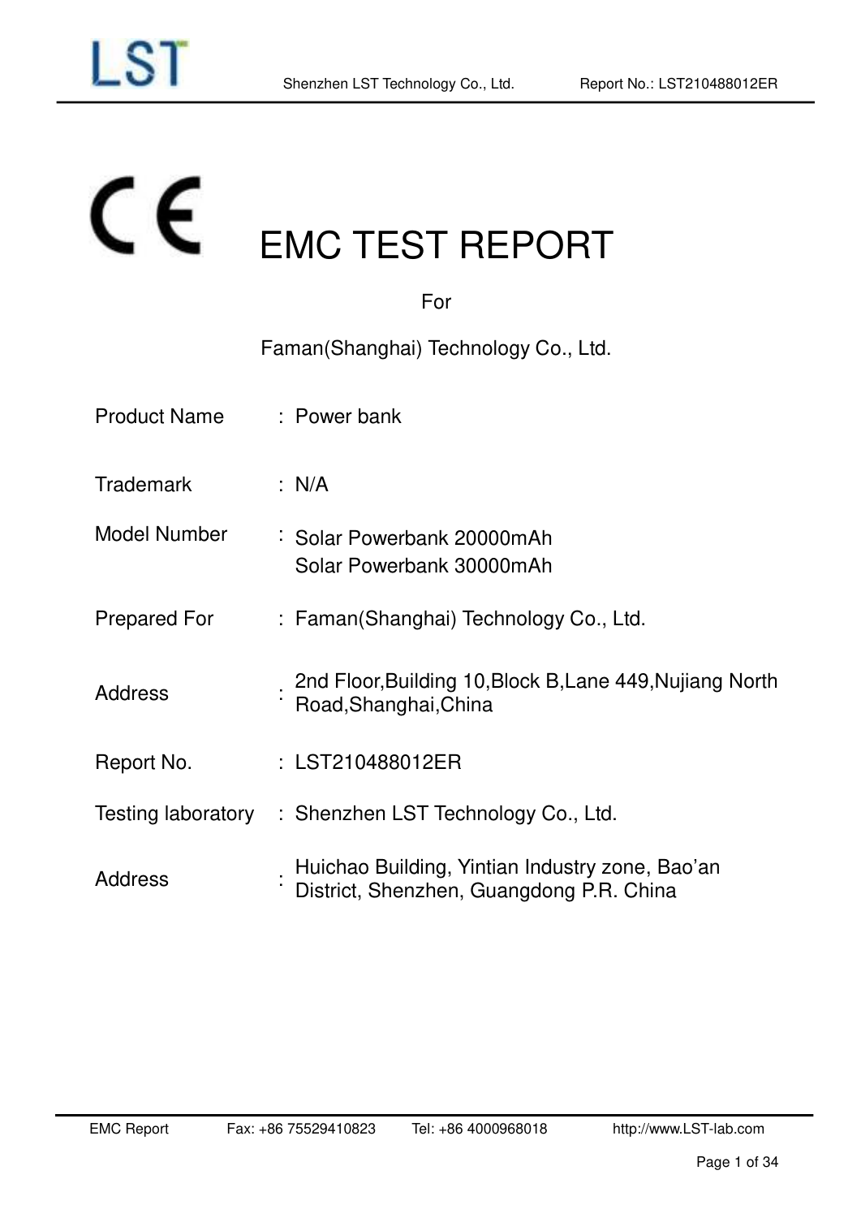# EMC TEST REPORT

For

Faman(Shanghai) Technology Co., Ltd.

| | | |
|---|---|---|
| Product Name | : | Power bank |
| Trademark | : | N/A |
| Model Number | : | Solar Powerbank 20000mAh<br>Solar Powerbank 30000mAh |
| Prepared For | : | Faman(Shanghai) Technology Co., Ltd. |
| Address | : | 2nd Floor,Building 10,Block B,Lane 449,Nujiang North Road,Shanghai,China |
| Report No. | : | LST210488012ER |
| Testing laboratory | : | Shenzhen LST Technology Co., Ltd. |
| Address | : | Huichao Building, Yintian Industry zone, Bao'an District, Shenzhen, Guangdong P.R. China |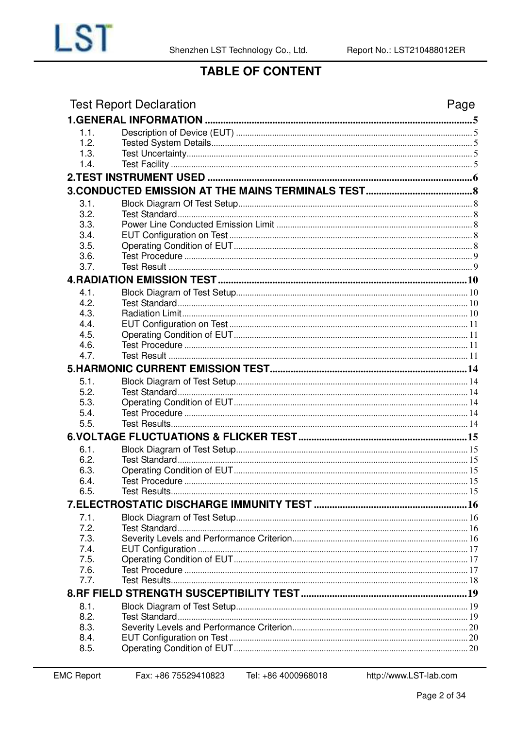# TABLE OF CONTENT

| Test Report Declaration | | Page |
|---|---|---|
| **1.GENERAL INFORMATION** | | **5** |
| 1.1. | Description of Device (EUT) | 5 |
| 1.2. | Tested System Details | 5 |
| 1.3. | Test Uncertainty | 5 |
| 1.4. | Test Facility | 5 |
| **2.TEST INSTRUMENT USED** | | **6** |
| **3.CONDUCTED EMISSION AT THE MAINS TERMINALS TEST** | | **8** |
| 3.1. | Block Diagram Of Test Setup | 8 |
| 3.2. | Test Standard | 8 |
| 3.3. | Power Line Conducted Emission Limit | 8 |
| 3.4. | EUT Configuration on Test | 8 |
| 3.5. | Operating Condition of EUT | 8 |
| 3.6. | Test Procedure | 9 |
| 3.7. | Test Result | 9 |
| **4.RADIATION EMISSION TEST** | | **10** |
| 4.1. | Block Diagram of Test Setup | 10 |
| 4.2. | Test Standard | 10 |
| 4.3. | Radiation Limit | 10 |
| 4.4. | EUT Configuration on Test | 11 |
| 4.5. | Operating Condition of EUT | 11 |
| 4.6. | Test Procedure | 11 |
| 4.7. | Test Result | 11 |
| **5.HARMONIC CURRENT EMISSION TEST** | | **14** |
| 5.1. | Block Diagram of Test Setup | 14 |
| 5.2. | Test Standard | 14 |
| 5.3. | Operating Condition of EUT | 14 |
| 5.4. | Test Procedure | 14 |
| 5.5. | Test Results | 14 |
| **6.VOLTAGE FLUCTUATIONS & FLICKER TEST** | | **15** |
| 6.1. | Block Diagram of Test Setup | 15 |
| 6.2. | Test Standard | 15 |
| 6.3. | Operating Condition of EUT | 15 |
| 6.4. | Test Procedure | 15 |
| 6.5. | Test Results | 15 |
| **7.ELECTROSTATIC DISCHARGE IMMUNITY TEST** | | **16** |
| 7.1. | Block Diagram of Test Setup | 16 |
| 7.2. | Test Standard | 16 |
| 7.3. | Severity Levels and Performance Criterion | 16 |
| 7.4. | EUT Configuration | 17 |
| 7.5. | Operating Condition of EUT | 17 |
| 7.6. | Test Procedure | 17 |
| 7.7. | Test Results | 18 |
| **8.RF FIELD STRENGTH SUSCEPTIBILITY TEST** | | **19** |
| 8.1. | Block Diagram of Test Setup | 19 |
| 8.2. | Test Standard | 19 |
| 8.3. | Severity Levels and Performance Criterion | 20 |
| 8.4. | EUT Configuration on Test | 20 |
| 8.5. | Operating Condition of EUT | 20 |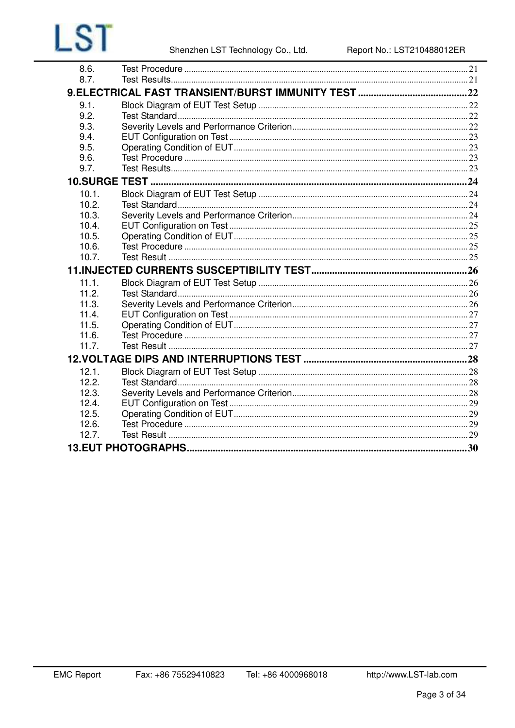| | | |
|---|---|---|
| 8.6. | Test Procedure | 21 |
| 8.7. | Test Results | 21 |
| **9.ELECTRICAL FAST TRANSIENT/BURST IMMUNITY TEST** | | **22** |
| 9.1. | Block Diagram of EUT Test Setup | 22 |
| 9.2. | Test Standard | 22 |
| 9.3. | Severity Levels and Performance Criterion | 22 |
| 9.4. | EUT Configuration on Test | 23 |
| 9.5. | Operating Condition of EUT | 23 |
| 9.6. | Test Procedure | 23 |
| 9.7. | Test Results | 23 |
| **10.SURGE TEST** | | **24** |
| 10.1. | Block Diagram of EUT Test Setup | 24 |
| 10.2. | Test Standard | 24 |
| 10.3. | Severity Levels and Performance Criterion | 24 |
| 10.4. | EUT Configuration on Test | 25 |
| 10.5. | Operating Condition of EUT | 25 |
| 10.6. | Test Procedure | 25 |
| 10.7. | Test Result | 25 |
| **11.INJECTED CURRENTS SUSCEPTIBILITY TEST** | | **26** |
| 11.1. | Block Diagram of EUT Test Setup | 26 |
| 11.2. | Test Standard | 26 |
| 11.3. | Severity Levels and Performance Criterion | 26 |
| 11.4. | EUT Configuration on Test | 27 |
| 11.5. | Operating Condition of EUT | 27 |
| 11.6. | Test Procedure | 27 |
| 11.7. | Test Result | 27 |
| **12.VOLTAGE DIPS AND INTERRUPTIONS TEST** | | **28** |
| 12.1. | Block Diagram of EUT Test Setup | 28 |
| 12.2. | Test Standard | 28 |
| 12.3. | Severity Levels and Performance Criterion | 28 |
| 12.4. | EUT Configuration on Test | 29 |
| 12.5. | Operating Condition of EUT | 29 |
| 12.6. | Test Procedure | 29 |
| 12.7. | Test Result | 29 |
| **13.EUT PHOTOGRAPHS** | | **30** |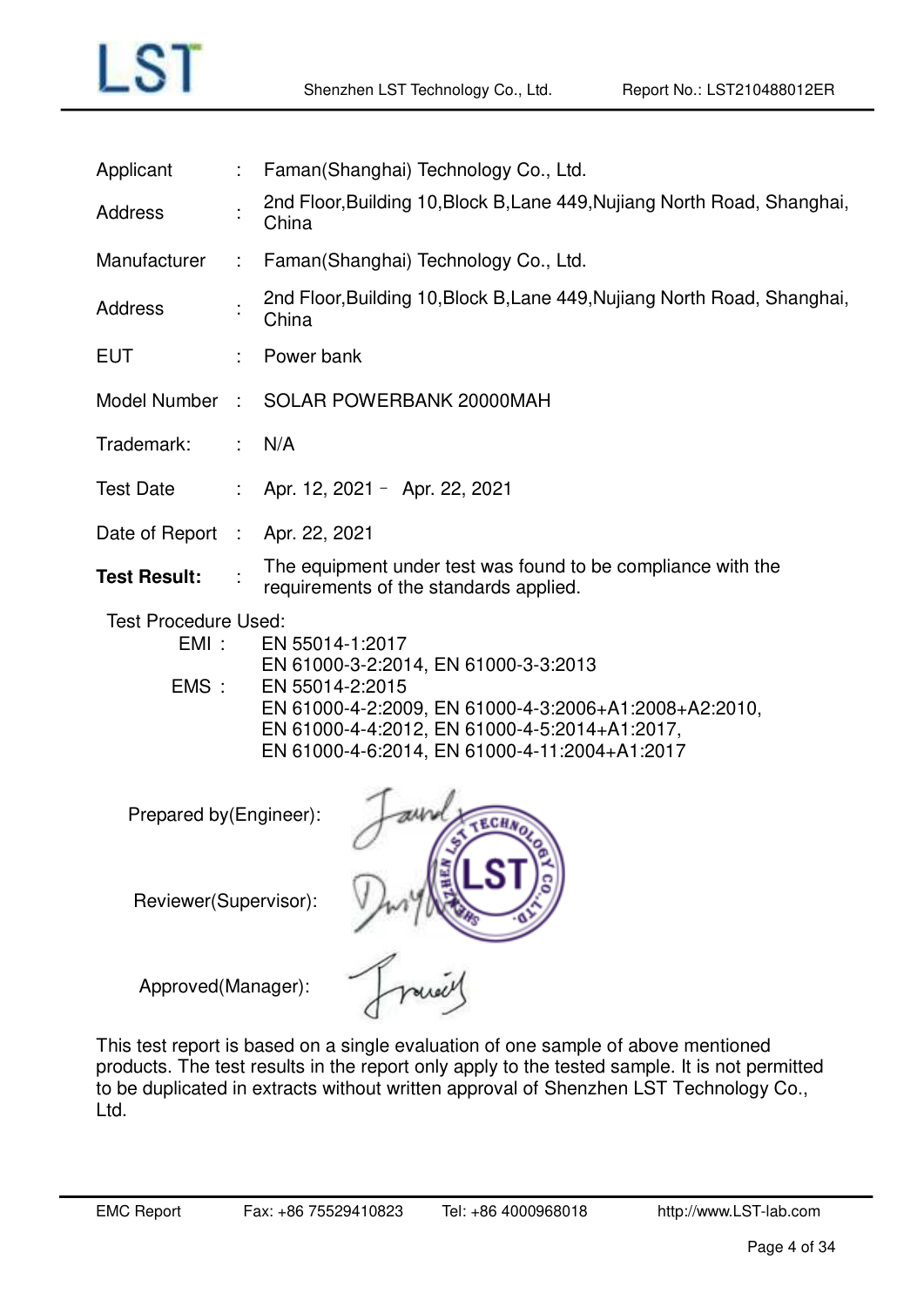| | | |
|---|---|---|
| Applicant | : | Faman(Shanghai) Technology Co., Ltd. |
| Address | : | 2nd Floor,Building 10,Block B,Lane 449,Nujiang North Road, Shanghai, China |
| Manufacturer | : | Faman(Shanghai) Technology Co., Ltd. |
| Address | : | 2nd Floor,Building 10,Block B,Lane 449,Nujiang North Road, Shanghai, China |
| EUT | : | Power bank |
| Model Number | : | SOLAR POWERBANK 20000MAH |
| Trademark: | : | N/A |
| Test Date | : | Apr. 12, 2021 – Apr. 22, 2021 |
| Date of Report | : | Apr. 22, 2021 |
| **Test Result:** | : | The equipment under test was found to be compliance with the requirements of the standards applied. |

Test Procedure Used:

EMI : EN 55014-1:2017
EN 61000-3-2:2014, EN 61000-3-3:2013

EMS : EN 55014-2:2015
EN 61000-4-2:2009, EN 61000-4-3:2006+A1:2008+A2:2010,
EN 61000-4-4:2012, EN 61000-4-5:2014+A1:2017,
EN 61000-4-6:2014, EN 61000-4-11:2004+A1:2017

Prepared by(Engineer):

Reviewer(Supervisor):

Approved(Manager):

This test report is based on a single evaluation of one sample of above mentioned products. The test results in the report only apply to the tested sample. It is not permitted to be duplicated in extracts without written approval of Shenzhen LST Technology Co., Ltd.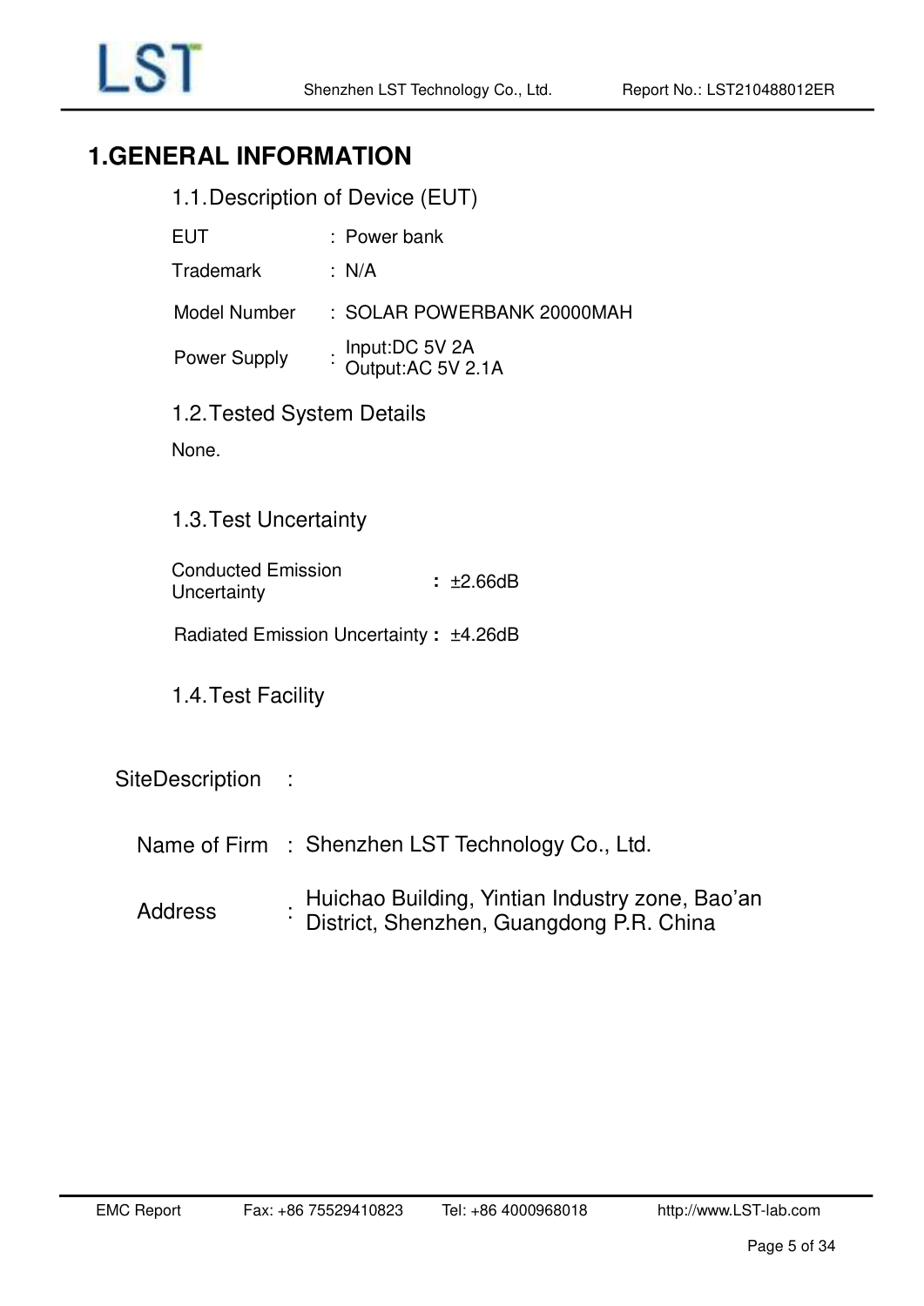# 1.GENERAL INFORMATION

## 1.1. Description of Device (EUT)

| | | |
|---|---|---|
| EUT | : | Power bank |
| Trademark | : | N/A |
| Model Number | : | SOLAR POWERBANK 20000MAH |
| Power Supply | : | Input:DC 5V 2A<br>Output:AC 5V 2.1A |

## 1.2. Tested System Details

None.

## 1.3. Test Uncertainty

| | | |
|---|---|---|
| Conducted Emission Uncertainty | **:** | ±2.66dB |
| Radiated Emission Uncertainty | **:** | ±4.26dB |

## 1.4. Test Facility

SiteDescription :

| | | |
|---|---|---|
| Name of Firm | : | Shenzhen LST Technology Co., Ltd. |
| Address | : | Huichao Building, Yintian Industry zone, Bao’an District, Shenzhen, Guangdong P.R. China |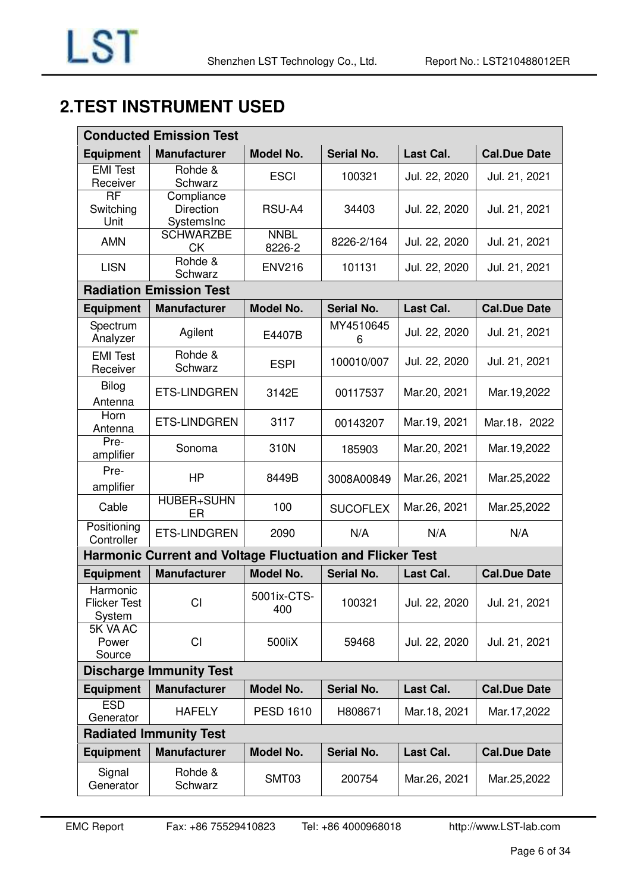## 2.TEST INSTRUMENT USED

| **Conducted Emission Test** | | | | | |
|---|---|---|---|---|---|
| **Equipment** | **Manufacturer** | **Model No.** | **Serial No.** | **Last Cal.** | **Cal.Due Date** |
| EMI Test Receiver | Rohde & Schwarz | ESCI | 100321 | Jul. 22, 2020 | Jul. 21, 2021 |
| RF Switching Unit | Compliance Direction SystemsInc | RSU-A4 | 34403 | Jul. 22, 2020 | Jul. 21, 2021 |
| AMN | SCHWARZBECK | NNBL 8226-2 | 8226-2/164 | Jul. 22, 2020 | Jul. 21, 2021 |
| LISN | Rohde & Schwarz | ENV216 | 101131 | Jul. 22, 2020 | Jul. 21, 2021 |
| **Radiation Emission Test** | | | | | |
| **Equipment** | **Manufacturer** | **Model No.** | **Serial No.** | **Last Cal.** | **Cal.Due Date** |
| Spectrum Analyzer | Agilent | E4407B | MY45106456 | Jul. 22, 2020 | Jul. 21, 2021 |
| EMI Test Receiver | Rohde & Schwarz | ESPI | 100010/007 | Jul. 22, 2020 | Jul. 21, 2021 |
| Bilog Antenna | ETS-LINDGREN | 3142E | 00117537 | Mar.20, 2021 | Mar.19,2022 |
| Horn Antenna | ETS-LINDGREN | 3117 | 00143207 | Mar.19, 2021 | Mar.18，2022 |
| Pre-amplifier | Sonoma | 310N | 185903 | Mar.20, 2021 | Mar.19,2022 |
| Pre-amplifier | HP | 8449B | 3008A00849 | Mar.26, 2021 | Mar.25,2022 |
| Cable | HUBER+SUHNER | 100 | SUCOFLEX | Mar.26, 2021 | Mar.25,2022 |
| Positioning Controller | ETS-LINDGREN | 2090 | N/A | N/A | N/A |
| **Harmonic Current and Voltage Fluctuation and Flicker Test** | | | | | |
| **Equipment** | **Manufacturer** | **Model No.** | **Serial No.** | **Last Cal.** | **Cal.Due Date** |
| Harmonic Flicker Test System | CI | 5001ix-CTS-400 | 100321 | Jul. 22, 2020 | Jul. 21, 2021 |
| 5K VA AC Power Source | CI | 500liX | 59468 | Jul. 22, 2020 | Jul. 21, 2021 |
| **Discharge Immunity Test** | | | | | |
| **Equipment** | **Manufacturer** | **Model No.** | **Serial No.** | **Last Cal.** | **Cal.Due Date** |
| ESD Generator | HAFELY | PESD 1610 | H808671 | Mar.18, 2021 | Mar.17,2022 |
| **Radiated Immunity Test** | | | | | |
| **Equipment** | **Manufacturer** | **Model No.** | **Serial No.** | **Last Cal.** | **Cal.Due Date** |
| Signal Generator | Rohde & Schwarz | SMT03 | 200754 | Mar.26, 2021 | Mar.25,2022 |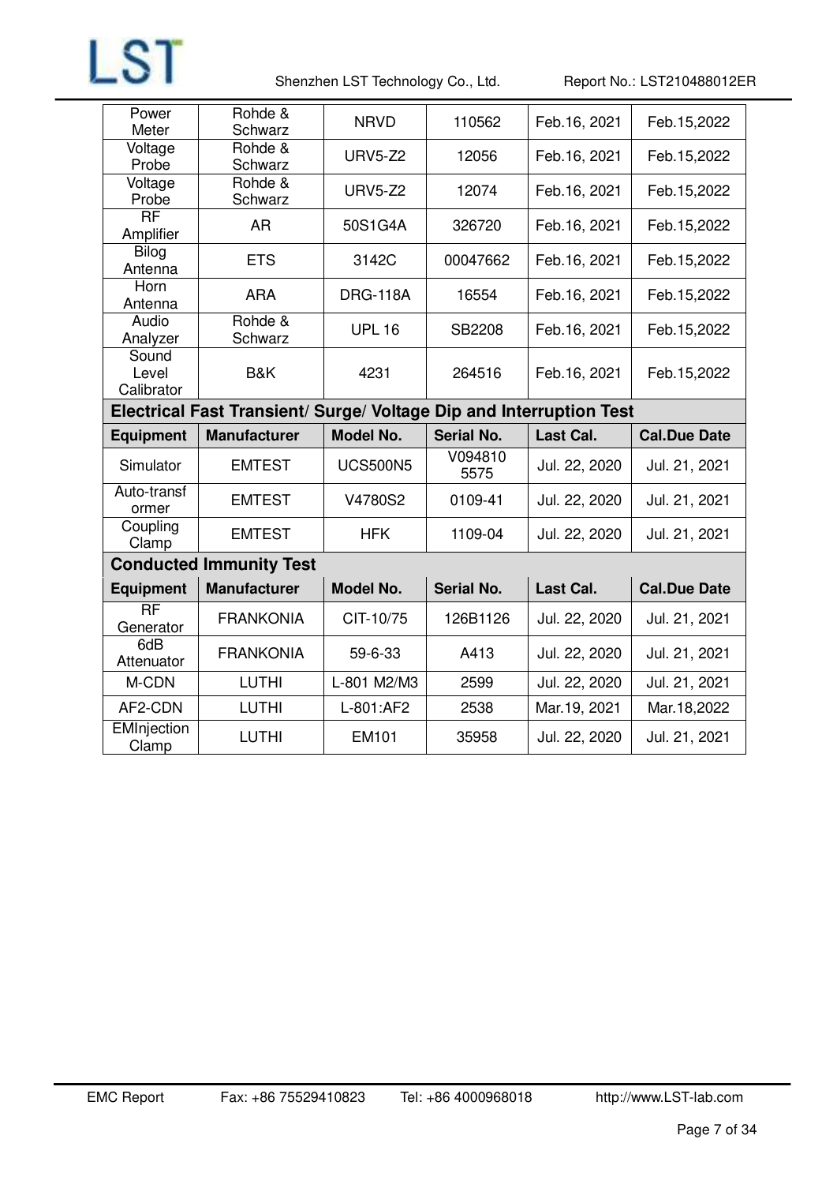| Power Meter | Rohde & Schwarz | NRVD | 110562 | Feb.16, 2021 | Feb.15,2022 |
|---|---|---|---|---|---|
| Voltage Probe | Rohde & Schwarz | URV5-Z2 | 12056 | Feb.16, 2021 | Feb.15,2022 |
| Voltage Probe | Rohde & Schwarz | URV5-Z2 | 12074 | Feb.16, 2021 | Feb.15,2022 |
| RF Amplifier | AR | 50S1G4A | 326720 | Feb.16, 2021 | Feb.15,2022 |
| Bilog Antenna | ETS | 3142C | 00047662 | Feb.16, 2021 | Feb.15,2022 |
| Horn Antenna | ARA | DRG-118A | 16554 | Feb.16, 2021 | Feb.15,2022 |
| Audio Analyzer | Rohde & Schwarz | UPL 16 | SB2208 | Feb.16, 2021 | Feb.15,2022 |
| Sound Level Calibrator | B&K | 4231 | 264516 | Feb.16, 2021 | Feb.15,2022 |
| **Electrical Fast Transient/ Surge/ Voltage Dip and Interruption Test** | | | | | |
| **Equipment** | **Manufacturer** | **Model No.** | **Serial No.** | **Last Cal.** | **Cal.Due Date** |
| Simulator | EMTEST | UCS500N5 | V0948105575 | Jul. 22, 2020 | Jul. 21, 2021 |
| Auto-transformer | EMTEST | V4780S2 | 0109-41 | Jul. 22, 2020 | Jul. 21, 2021 |
| Coupling Clamp | EMTEST | HFK | 1109-04 | Jul. 22, 2020 | Jul. 21, 2021 |
| **Conducted Immunity Test** | | | | | |
| **Equipment** | **Manufacturer** | **Model No.** | **Serial No.** | **Last Cal.** | **Cal.Due Date** |
| RF Generator | FRANKONIA | CIT-10/75 | 126B1126 | Jul. 22, 2020 | Jul. 21, 2021 |
| 6dB Attenuator | FRANKONIA | 59-6-33 | A413 | Jul. 22, 2020 | Jul. 21, 2021 |
| M-CDN | LUTHI | L-801 M2/M3 | 2599 | Jul. 22, 2020 | Jul. 21, 2021 |
| AF2-CDN | LUTHI | L-801:AF2 | 2538 | Mar.19, 2021 | Mar.18,2022 |
| EMInjection Clamp | LUTHI | EM101 | 35958 | Jul. 22, 2020 | Jul. 21, 2021 |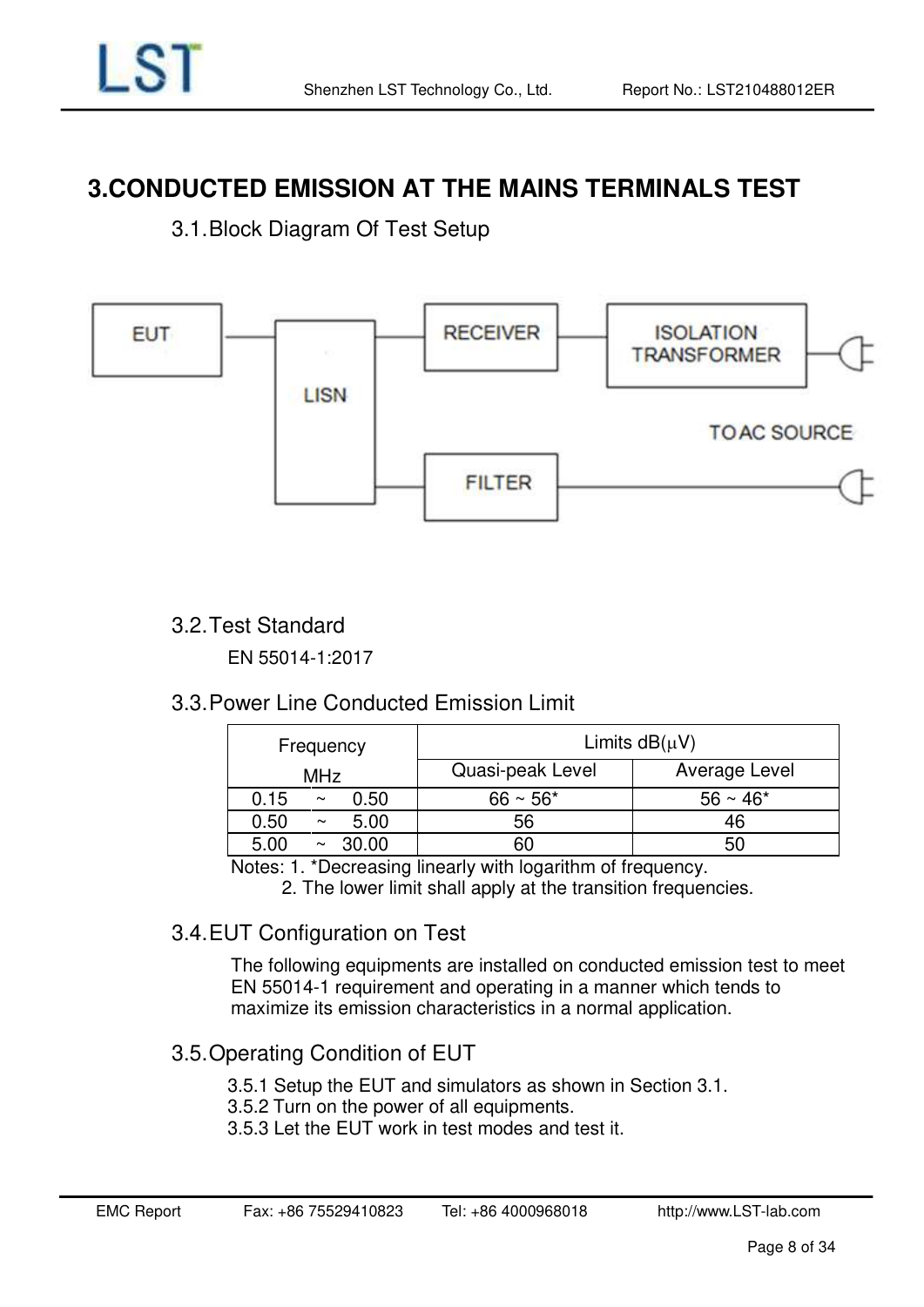# 3.CONDUCTED EMISSION AT THE MAINS TERMINALS TEST

## 3.1.Block Diagram Of Test Setup

EUT

LISN

RECEIVER

ISOLATION TRANSFORMER

TO AC SOURCE

FILTER

## 3.2.Test Standard

EN 55014-1:2017

## 3.3.Power Line Conducted Emission Limit

| Frequency MHz | Limits dB(μV) | |
|---|---|---|
| | Quasi-peak Level | Average Level |
| 0.15 ~ 0.50 | 66 ~ 56* | 56 ~ 46* |
| 0.50 ~ 5.00 | 56 | 46 |
| 5.00 ~ 30.00 | 60 | 50 |

Notes: 1. *Decreasing linearly with logarithm of frequency.

2. The lower limit shall apply at the transition frequencies.

## 3.4.EUT Configuration on Test

The following equipments are installed on conducted emission test to meet EN 55014-1 requirement and operating in a manner which tends to maximize its emission characteristics in a normal application.

## 3.5.Operating Condition of EUT

3.5.1 Setup the EUT and simulators as shown in Section 3.1.
3.5.2 Turn on the power of all equipments.
3.5.3 Let the EUT work in test modes and test it.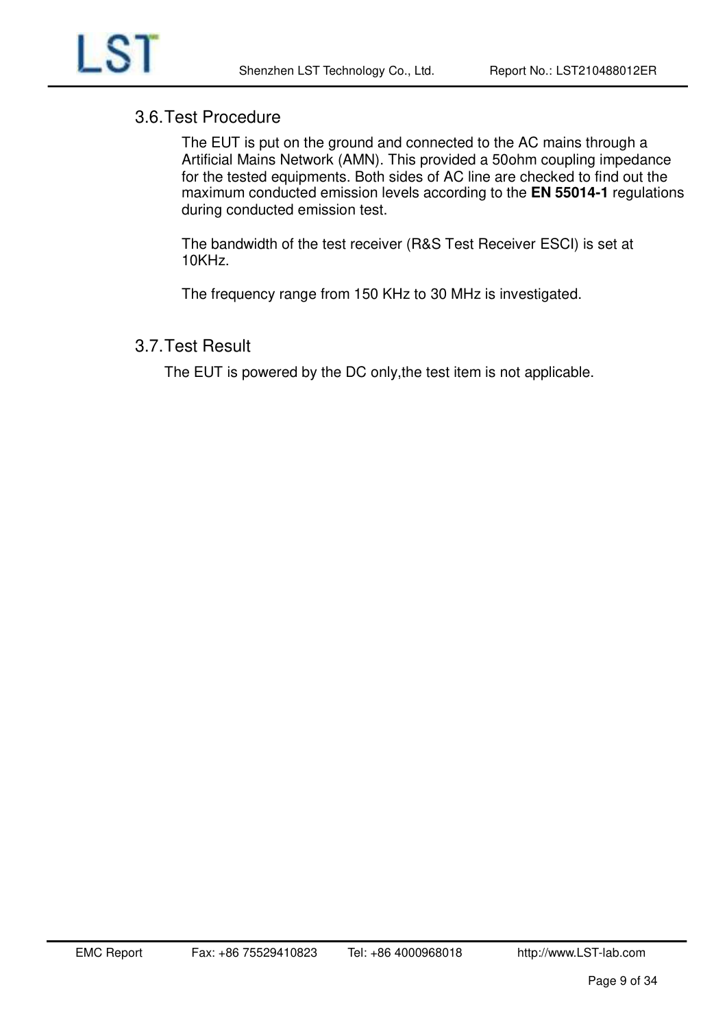## 3.6. Test Procedure

The EUT is put on the ground and connected to the AC mains through a Artificial Mains Network (AMN). This provided a 50ohm coupling impedance for the tested equipments. Both sides of AC line are checked to find out the maximum conducted emission levels according to the **EN 55014-1** regulations during conducted emission test.

The bandwidth of the test receiver (R&S Test Receiver ESCI) is set at 10KHz.

The frequency range from 150 KHz to 30 MHz is investigated.

## 3.7. Test Result

The EUT is powered by the DC only,the test item is not applicable.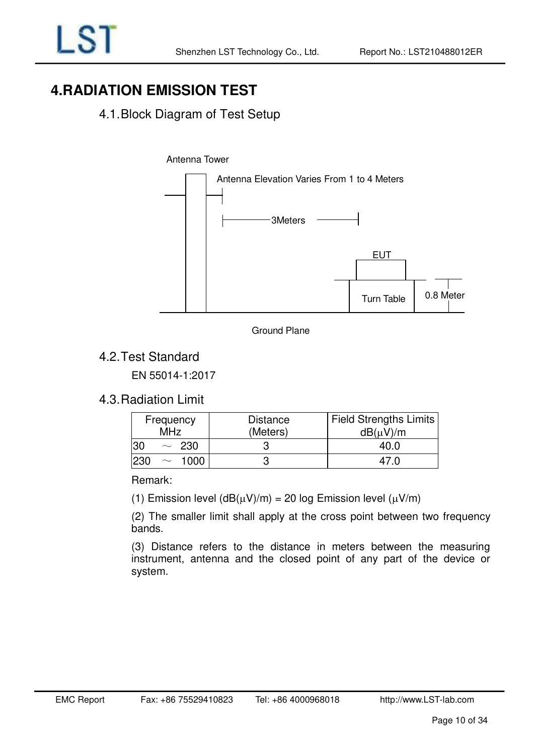# 4.RADIATION EMISSION TEST

## 4.1.Block Diagram of Test Setup

Antenna Tower

Antenna Elevation Varies From 1 to 4 Meters

3Meters

EUT

Turn Table

0.8 Meter

Ground Plane

## 4.2.Test Standard

EN 55014-1:2017

## 4.3.Radiation Limit

| Frequency MHz | Distance (Meters) | Field Strengths Limits dB(μV)/m |
|---|---|---|
| 30 ～ 230 | 3 | 40.0 |
| 230 ～ 1000 | 3 | 47.0 |

Remark:

(1) Emission level (dB(μV)/m) = 20 log Emission level (μV/m)

(2) The smaller limit shall apply at the cross point between two frequency bands.

(3) Distance refers to the distance in meters between the measuring instrument, antenna and the closed point of any part of the device or system.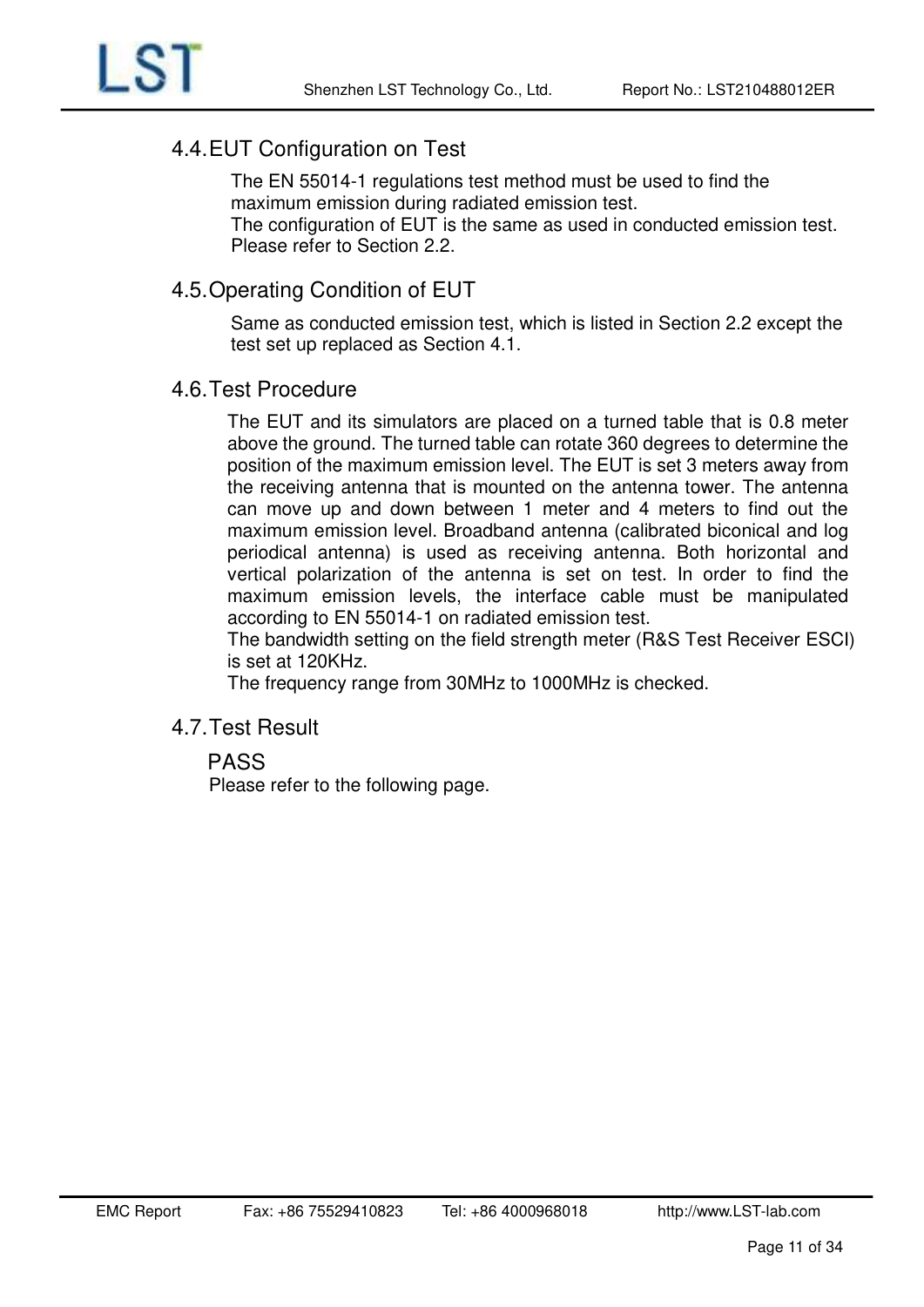## 4.4. EUT Configuration on Test

The EN 55014-1 regulations test method must be used to find the maximum emission during radiated emission test.
The configuration of EUT is the same as used in conducted emission test. Please refer to Section 2.2.

## 4.5. Operating Condition of EUT

Same as conducted emission test, which is listed in Section 2.2 except the test set up replaced as Section 4.1.

## 4.6. Test Procedure

The EUT and its simulators are placed on a turned table that is 0.8 meter above the ground. The turned table can rotate 360 degrees to determine the position of the maximum emission level. The EUT is set 3 meters away from the receiving antenna that is mounted on the antenna tower. The antenna can move up and down between 1 meter and 4 meters to find out the maximum emission level. Broadband antenna (calibrated biconical and log periodical antenna) is used as receiving antenna. Both horizontal and vertical polarization of the antenna is set on test. In order to find the maximum emission levels, the interface cable must be manipulated according to EN 55014-1 on radiated emission test.
The bandwidth setting on the field strength meter (R&S Test Receiver ESCI) is set at 120KHz.
The frequency range from 30MHz to 1000MHz is checked.

## 4.7. Test Result

PASS
Please refer to the following page.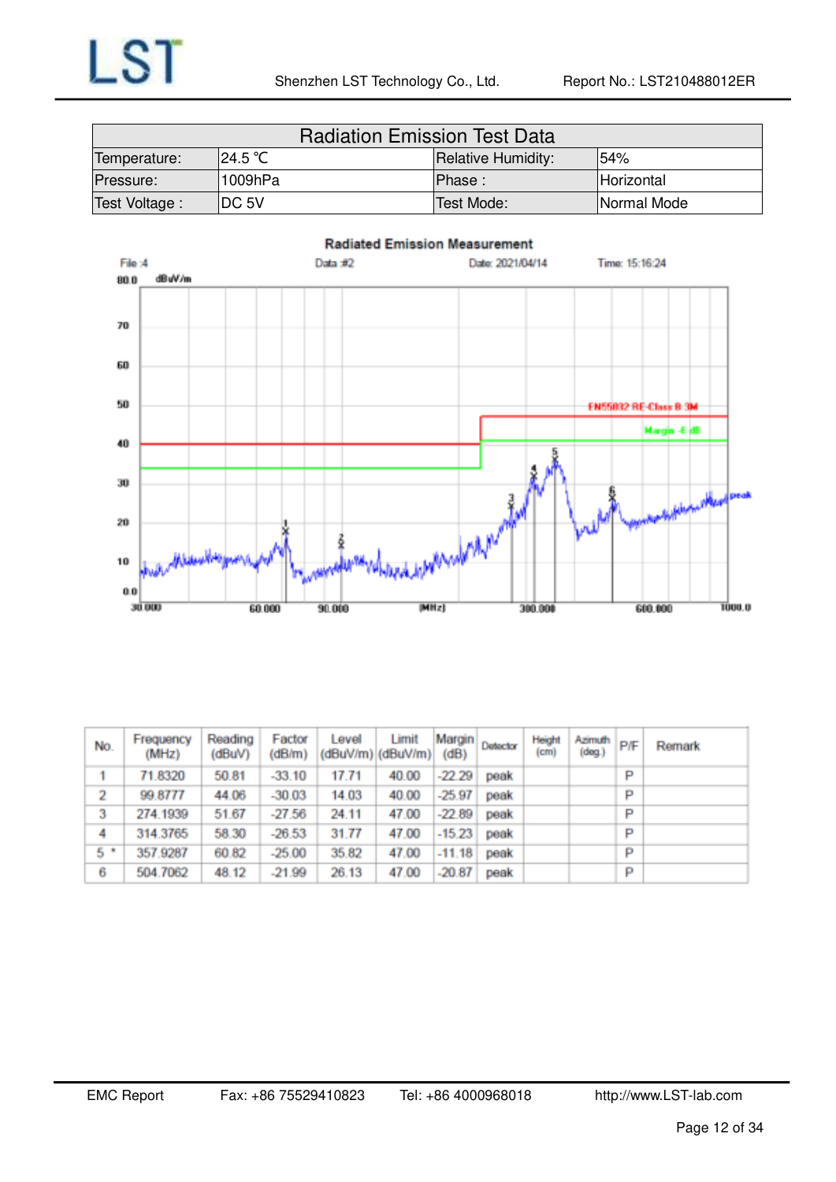| Radiation Emission Test Data | | | |
|---|---|---|---|
| Temperature: | 24.5 ℃ | Relative Humidity: | 54% |
| Pressure: | 1009hPa | Phase : | Horizontal |
| Test Voltage : | DC 5V | Test Mode: | Normal Mode |

**Radiated Emission Measurement**

File :4 Data :#2 Date: 2021/04/14 Time: 15:16:24

| No. | Frequency (MHz) | Reading (dBuV) | Factor (dB/m) | Level (dBuV/m) | Limit (dBuV/m) | Margin (dB) | Detector | Height (cm) | Azimuth (deg.) | P/F | Remark |
|---|---|---|---|---|---|---|---|---|---|---|---|
| 1 | 71.8320 | 50.81 | -33.10 | 17.71 | 40.00 | -22.29 | peak | | | P | |
| 2 | 99.8777 | 44.06 | -30.03 | 14.03 | 40.00 | -25.97 | peak | | | P | |
| 3 | 274.1939 | 51.67 | -27.56 | 24.11 | 47.00 | -22.89 | peak | | | P | |
| 4 | 314.3765 | 58.30 | -26.53 | 31.77 | 47.00 | -15.23 | peak | | | P | |
| 5 * | 357.9287 | 60.82 | -25.00 | 35.82 | 47.00 | -11.18 | peak | | | P | |
| 6 | 504.7062 | 48.12 | -21.99 | 26.13 | 47.00 | -20.87 | peak | | | P | |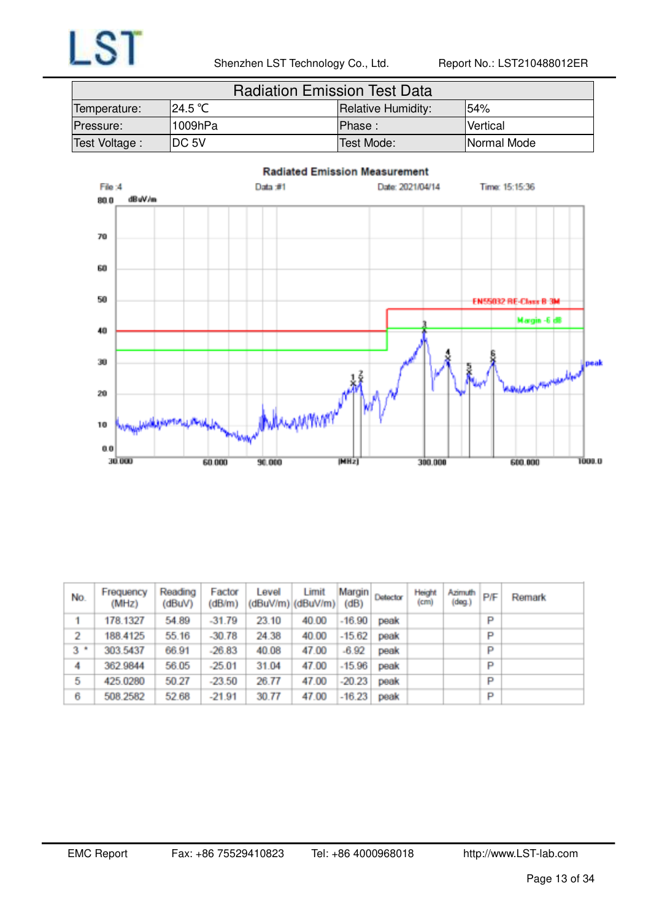| Radiation Emission Test Data | | | |
|---|---|---|---|
| Temperature: | 24.5 ℃ | Relative Humidity: | 54% |
| Pressure: | 1009hPa | Phase : | Vertical |
| Test Voltage : | DC 5V | Test Mode: | Normal Mode |

**Radiated Emission Measurement**

File :4 Data :#1 Date: 2021/04/14 Time: 15:15:36

| No. | Frequency (MHz) | Reading (dBuV) | Factor (dB/m) | Level (dBuV/m) | Limit (dBuV/m) | Margin (dB) | Detector | Height (cm) | Azimuth (deg.) | P/F | Remark |
|---|---|---|---|---|---|---|---|---|---|---|---|
| 1 | 178.1327 | 54.89 | -31.79 | 23.10 | 40.00 | -16.90 | peak | | | P | |
| 2 | 188.4125 | 55.16 | -30.78 | 24.38 | 40.00 | -15.62 | peak | | | P | |
| 3 * | 303.5437 | 66.91 | -26.83 | 40.08 | 47.00 | -6.92 | peak | | | P | |
| 4 | 362.9844 | 56.05 | -25.01 | 31.04 | 47.00 | -15.96 | peak | | | P | |
| 5 | 425.0280 | 50.27 | -23.50 | 26.77 | 47.00 | -20.23 | peak | | | P | |
| 6 | 508.2582 | 52.68 | -21.91 | 30.77 | 47.00 | -16.23 | peak | | | P | |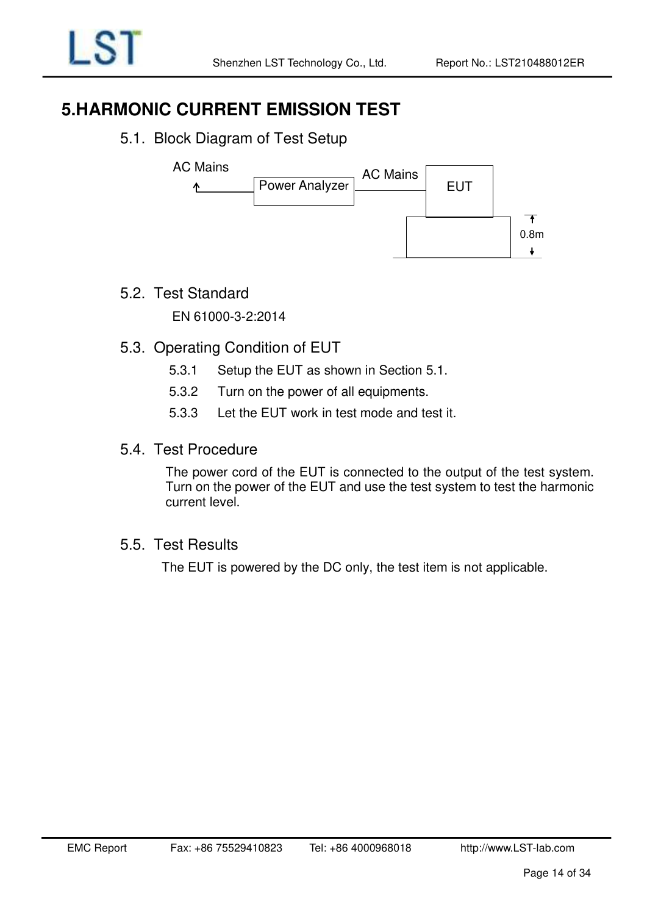# 5.HARMONIC CURRENT EMISSION TEST

## 5.1. Block Diagram of Test Setup

AC Mains — Power Analyzer — AC Mains — EUT

0.8m

## 5.2. Test Standard

EN 61000-3-2:2014

## 5.3. Operating Condition of EUT

5.3.1 Setup the EUT as shown in Section 5.1.

5.3.2 Turn on the power of all equipments.

5.3.3 Let the EUT work in test mode and test it.

## 5.4. Test Procedure

The power cord of the EUT is connected to the output of the test system. Turn on the power of the EUT and use the test system to test the harmonic current level.

## 5.5. Test Results

The EUT is powered by the DC only, the test item is not applicable.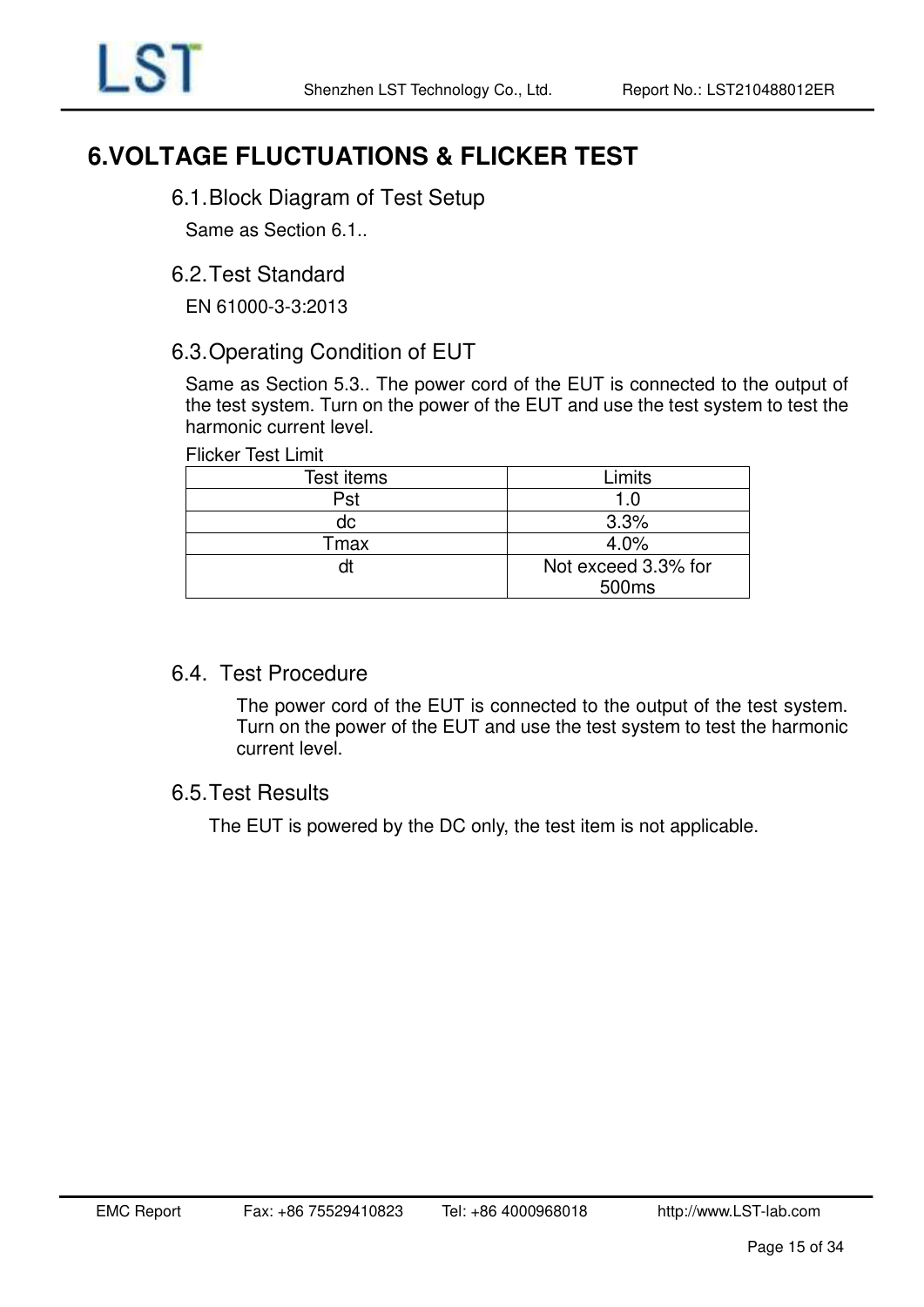# 6.VOLTAGE FLUCTUATIONS & FLICKER TEST

## 6.1.Block Diagram of Test Setup

Same as Section 6.1..

## 6.2.Test Standard

EN 61000-3-3:2013

## 6.3.Operating Condition of EUT

Same as Section 5.3.. The power cord of the EUT is connected to the output of the test system. Turn on the power of the EUT and use the test system to test the harmonic current level.

Flicker Test Limit

| Test items | Limits |
|---|---|
| Pst | 1.0 |
| dc | 3.3% |
| Tmax | 4.0% |
| dt | Not exceed 3.3% for 500ms |

## 6.4. Test Procedure

The power cord of the EUT is connected to the output of the test system. Turn on the power of the EUT and use the test system to test the harmonic current level.

## 6.5.Test Results

The EUT is powered by the DC only, the test item is not applicable.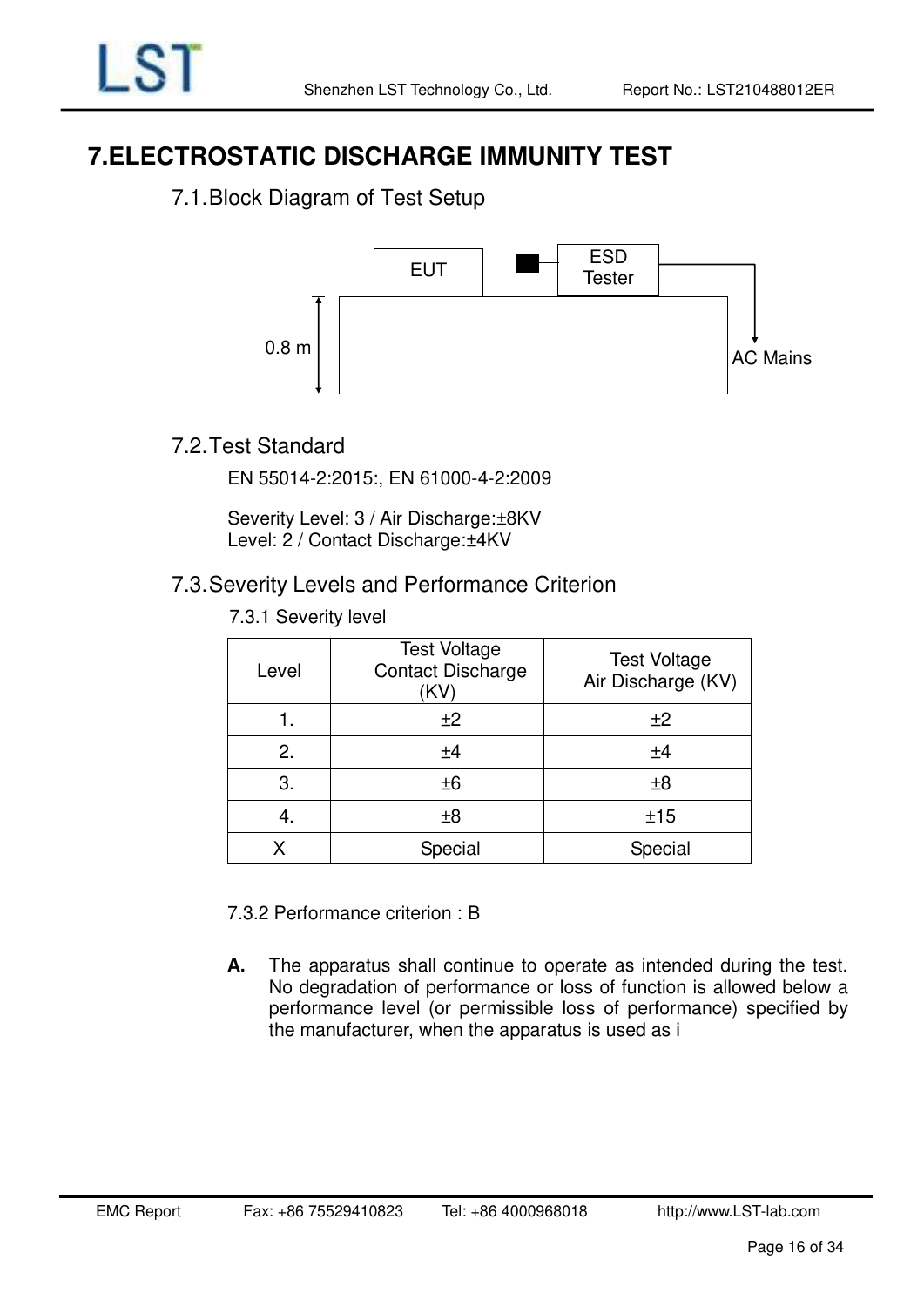# 7.ELECTROSTATIC DISCHARGE IMMUNITY TEST

## 7.1.Block Diagram of Test Setup

EUT

ESD Tester

0.8 m

AC Mains

## 7.2.Test Standard

EN 55014-2:2015:, EN 61000-4-2:2009

Severity Level: 3 / Air Discharge:±8KV
Level: 2 / Contact Discharge:±4KV

## 7.3.Severity Levels and Performance Criterion

### 7.3.1 Severity level

| Level | Test Voltage Contact Discharge (KV) | Test Voltage Air Discharge (KV) |
|---|---|---|
| 1. | ±2 | ±2 |
| 2. | ±4 | ±4 |
| 3. | ±6 | ±8 |
| 4. | ±8 | ±15 |
| X | Special | Special |

### 7.3.2 Performance criterion : B

**A.** The apparatus shall continue to operate as intended during the test. No degradation of performance or loss of function is allowed below a performance level (or permissible loss of performance) specified by the manufacturer, when the apparatus is used as i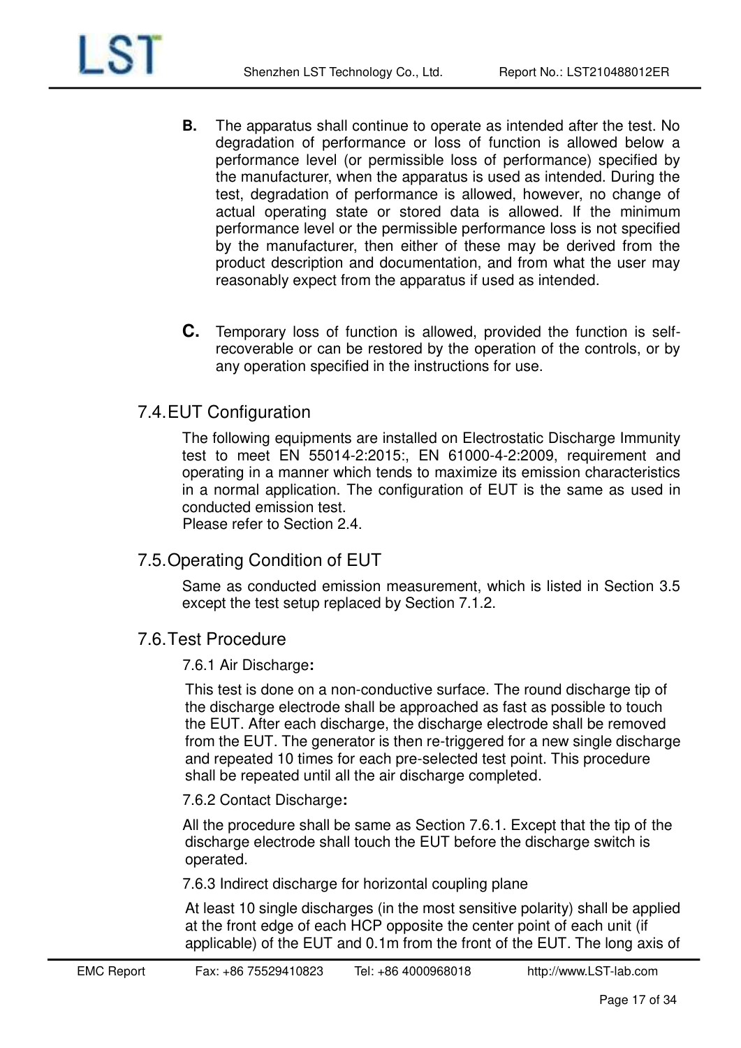**B.** The apparatus shall continue to operate as intended after the test. No degradation of performance or loss of function is allowed below a performance level (or permissible loss of performance) specified by the manufacturer, when the apparatus is used as intended. During the test, degradation of performance is allowed, however, no change of actual operating state or stored data is allowed. If the minimum performance level or the permissible performance loss is not specified by the manufacturer, then either of these may be derived from the product description and documentation, and from what the user may reasonably expect from the apparatus if used as intended.

**C.** Temporary loss of function is allowed, provided the function is self-recoverable or can be restored by the operation of the controls, or by any operation specified in the instructions for use.

## 7.4. EUT Configuration

The following equipments are installed on Electrostatic Discharge Immunity test to meet EN 55014-2:2015:, EN 61000-4-2:2009, requirement and operating in a manner which tends to maximize its emission characteristics in a normal application. The configuration of EUT is the same as used in conducted emission test.
Please refer to Section 2.4.

## 7.5. Operating Condition of EUT

Same as conducted emission measurement, which is listed in Section 3.5 except the test setup replaced by Section 7.1.2.

## 7.6. Test Procedure

### 7.6.1 Air Discharge:

This test is done on a non-conductive surface. The round discharge tip of the discharge electrode shall be approached as fast as possible to touch the EUT. After each discharge, the discharge electrode shall be removed from the EUT. The generator is then re-triggered for a new single discharge and repeated 10 times for each pre-selected test point. This procedure shall be repeated until all the air discharge completed.

### 7.6.2 Contact Discharge:

All the procedure shall be same as Section 7.6.1. Except that the tip of the discharge electrode shall touch the EUT before the discharge switch is operated.

### 7.6.3 Indirect discharge for horizontal coupling plane

At least 10 single discharges (in the most sensitive polarity) shall be applied at the front edge of each HCP opposite the center point of each unit (if applicable) of the EUT and 0.1m from the front of the EUT. The long axis of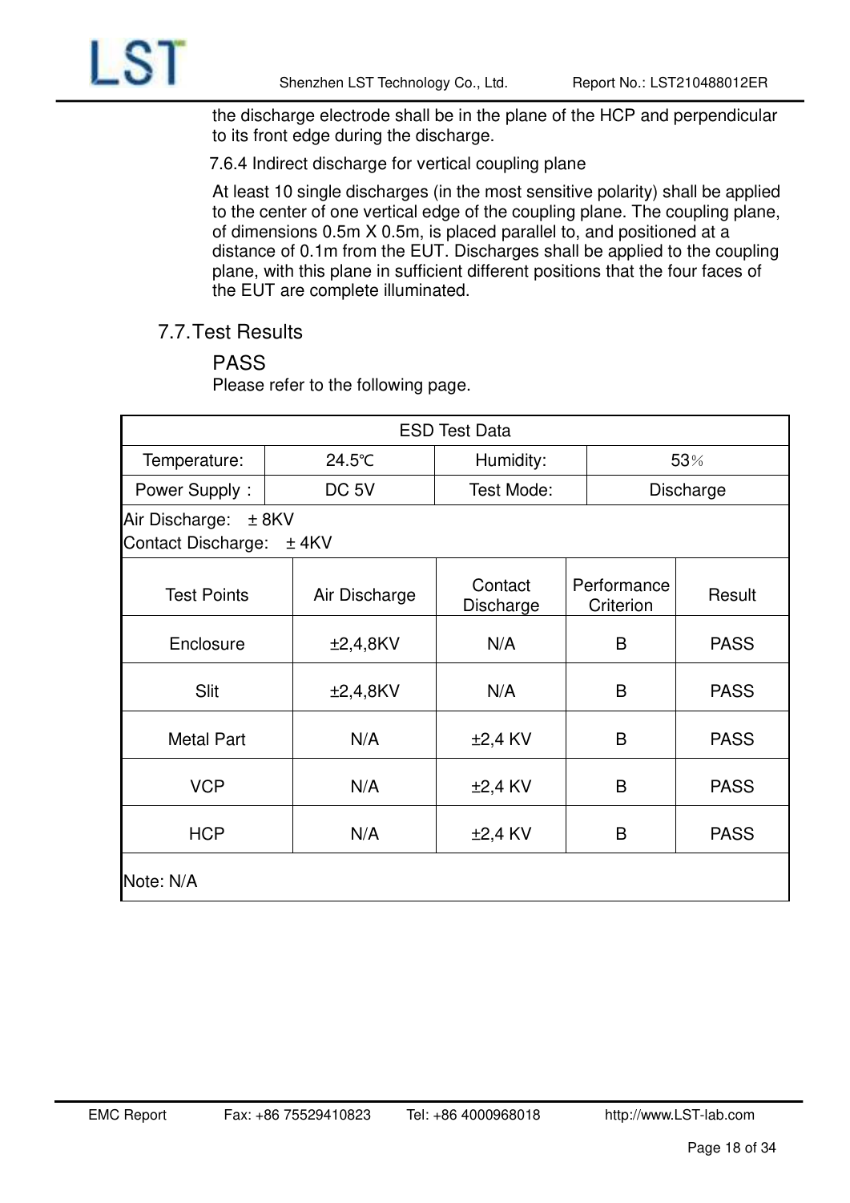the discharge electrode shall be in the plane of the HCP and perpendicular to its front edge during the discharge.

7.6.4 Indirect discharge for vertical coupling plane

At least 10 single discharges (in the most sensitive polarity) shall be applied to the center of one vertical edge of the coupling plane. The coupling plane, of dimensions 0.5m X 0.5m, is placed parallel to, and positioned at a distance of 0.1m from the EUT. Discharges shall be applied to the coupling plane, with this plane in sufficient different positions that the four faces of the EUT are complete illuminated.

## 7.7. Test Results

PASS

Please refer to the following page.

| ESD Test Data | | | | |
|---|---|---|---|---|
| Temperature: | 24.5℃ | Humidity: | 53％ | |
| Power Supply： | DC 5V | Test Mode: | Discharge | |
| Air Discharge: ± 8KV<br>Contact Discharge: ± 4KV | | | | |
| Test Points | Air Discharge | Contact Discharge | Performance Criterion | Result |
| Enclosure | ±2,4,8KV | N/A | B | PASS |
| Slit | ±2,4,8KV | N/A | B | PASS |
| Metal Part | N/A | ±2,4 KV | B | PASS |
| VCP | N/A | ±2,4 KV | B | PASS |
| HCP | N/A | ±2,4 KV | B | PASS |
| Note: N/A | | | | |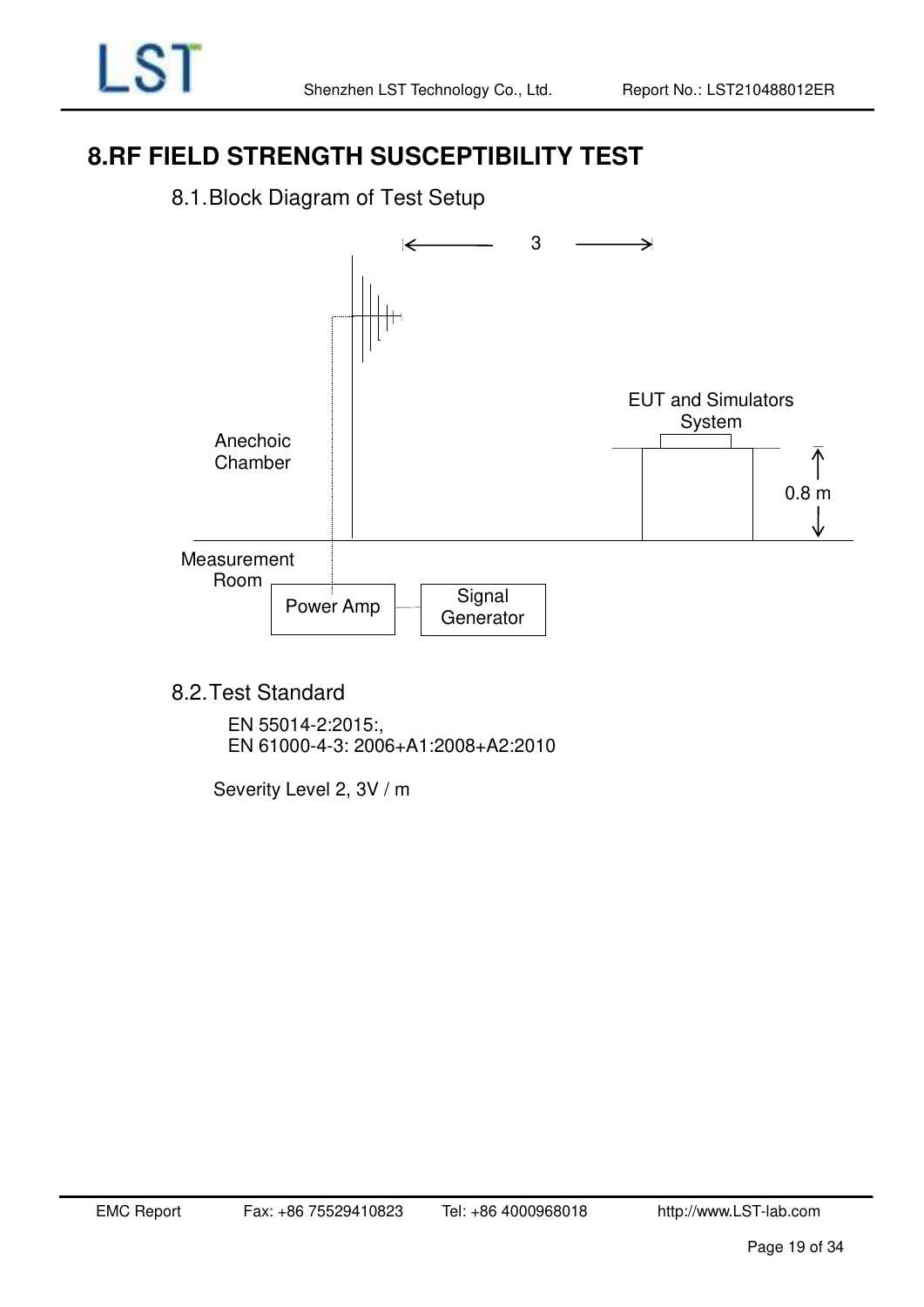# 8.RF FIELD STRENGTH SUSCEPTIBILITY TEST

## 8.1. Block Diagram of Test Setup

3

EUT and Simulators System

Anechoic Chamber

0.8 m

Measurement Room

Power Amp

Signal Generator

## 8.2. Test Standard

EN 55014-2:2015:,
EN 61000-4-3: 2006+A1:2008+A2:2010

Severity Level 2, 3V / m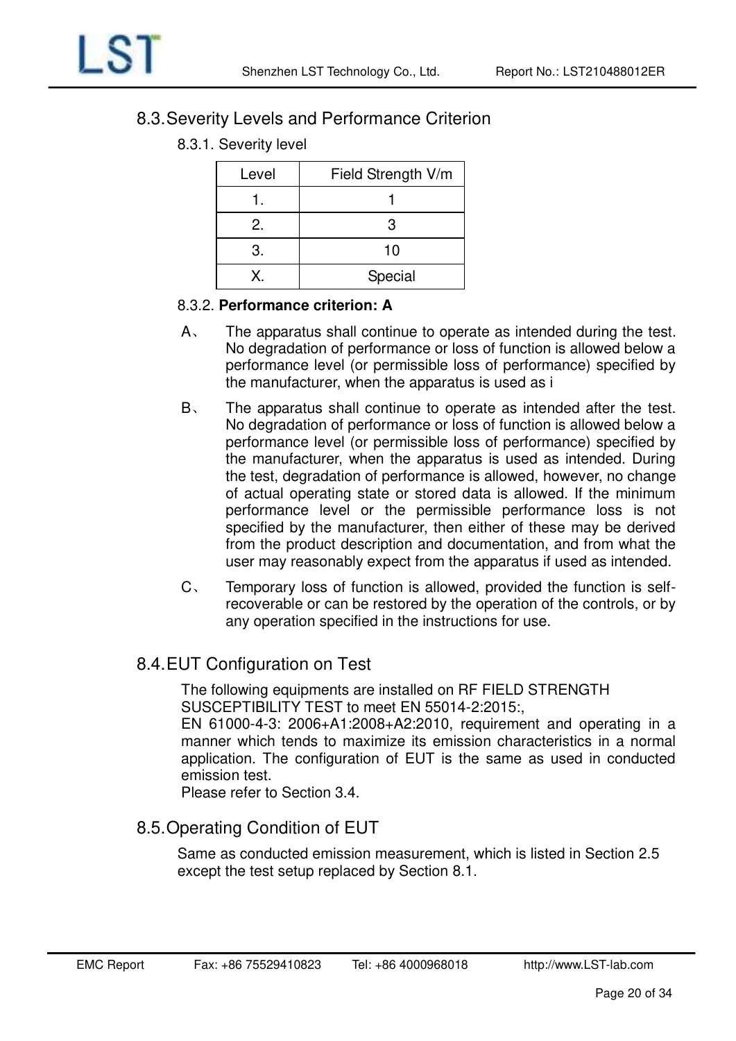## 8.3. Severity Levels and Performance Criterion

### 8.3.1. Severity level

| Level | Field Strength V/m |
|---|---|
| 1. | 1 |
| 2. | 3 |
| 3. | 10 |
| X. | Special |

### 8.3.2. **Performance criterion: A**

A、 The apparatus shall continue to operate as intended during the test. No degradation of performance or loss of function is allowed below a performance level (or permissible loss of performance) specified by the manufacturer, when the apparatus is used as i

B、 The apparatus shall continue to operate as intended after the test. No degradation of performance or loss of function is allowed below a performance level (or permissible loss of performance) specified by the manufacturer, when the apparatus is used as intended. During the test, degradation of performance is allowed, however, no change of actual operating state or stored data is allowed. If the minimum performance level or the permissible performance loss is not specified by the manufacturer, then either of these may be derived from the product description and documentation, and from what the user may reasonably expect from the apparatus if used as intended.

C、 Temporary loss of function is allowed, provided the function is self-recoverable or can be restored by the operation of the controls, or by any operation specified in the instructions for use.

## 8.4. EUT Configuration on Test

The following equipments are installed on RF FIELD STRENGTH SUSCEPTIBILITY TEST to meet EN 55014-2:2015:,
EN 61000-4-3: 2006+A1:2008+A2:2010, requirement and operating in a manner which tends to maximize its emission characteristics in a normal application. The configuration of EUT is the same as used in conducted emission test.
Please refer to Section 3.4.

## 8.5. Operating Condition of EUT

Same as conducted emission measurement, which is listed in Section 2.5 except the test setup replaced by Section 8.1.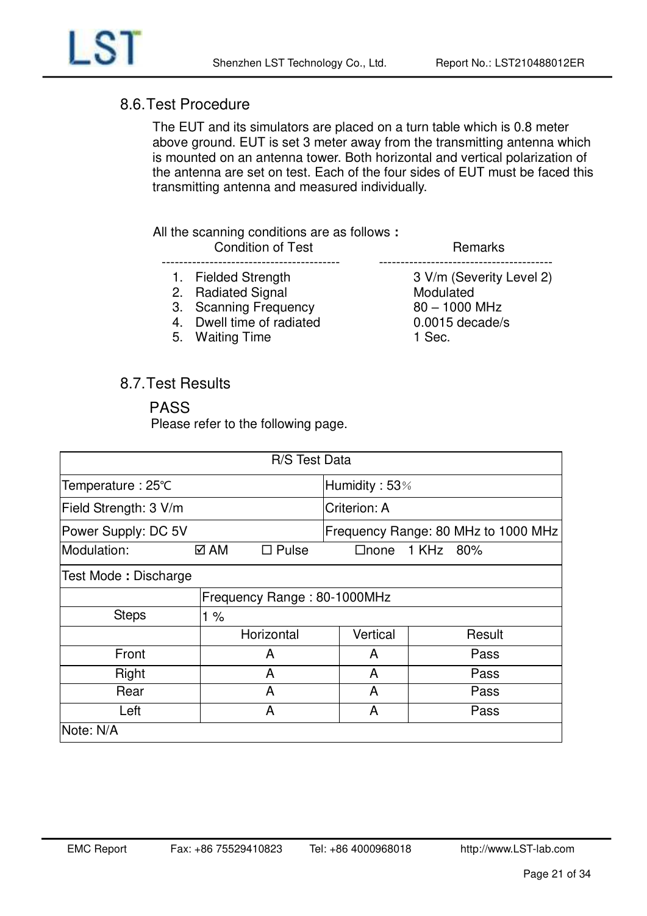## 8.6. Test Procedure

The EUT and its simulators are placed on a turn table which is 0.8 meter above ground. EUT is set 3 meter away from the transmitting antenna which is mounted on an antenna tower. Both horizontal and vertical polarization of the antenna are set on test. Each of the four sides of EUT must be faced this transmitting antenna and measured individually.

All the scanning conditions are as follows :

| Condition of Test | Remarks |
|---|---|
| 1. Fielded Strength | 3 V/m (Severity Level 2) |
| 2. Radiated Signal | Modulated |
| 3. Scanning Frequency | 80 – 1000 MHz |
| 4. Dwell time of radiated | 0.0015 decade/s |
| 5. Waiting Time | 1 Sec. |

## 8.7. Test Results

PASS

Please refer to the following page.

| R/S Test Data | | | |
|---|---|---|---|
| Temperature : 25℃ | | Humidity : 53％ | |
| Field Strength: 3 V/m | | Criterion: A | |
| Power Supply: DC 5V | | Frequency Range: 80 MHz to 1000 MHz | |
| Modulation: ☑ AM ☐ Pulse ☐none 1 KHz 80% | | | |
| Test Mode : Discharge | | | |
| | Frequency Range : 80-1000MHz | | |
| Steps | 1 % | | |
| | Horizontal | Vertical | Result |
| Front | A | A | Pass |
| Right | A | A | Pass |
| Rear | A | A | Pass |
| Left | A | A | Pass |
| Note: N/A | | | |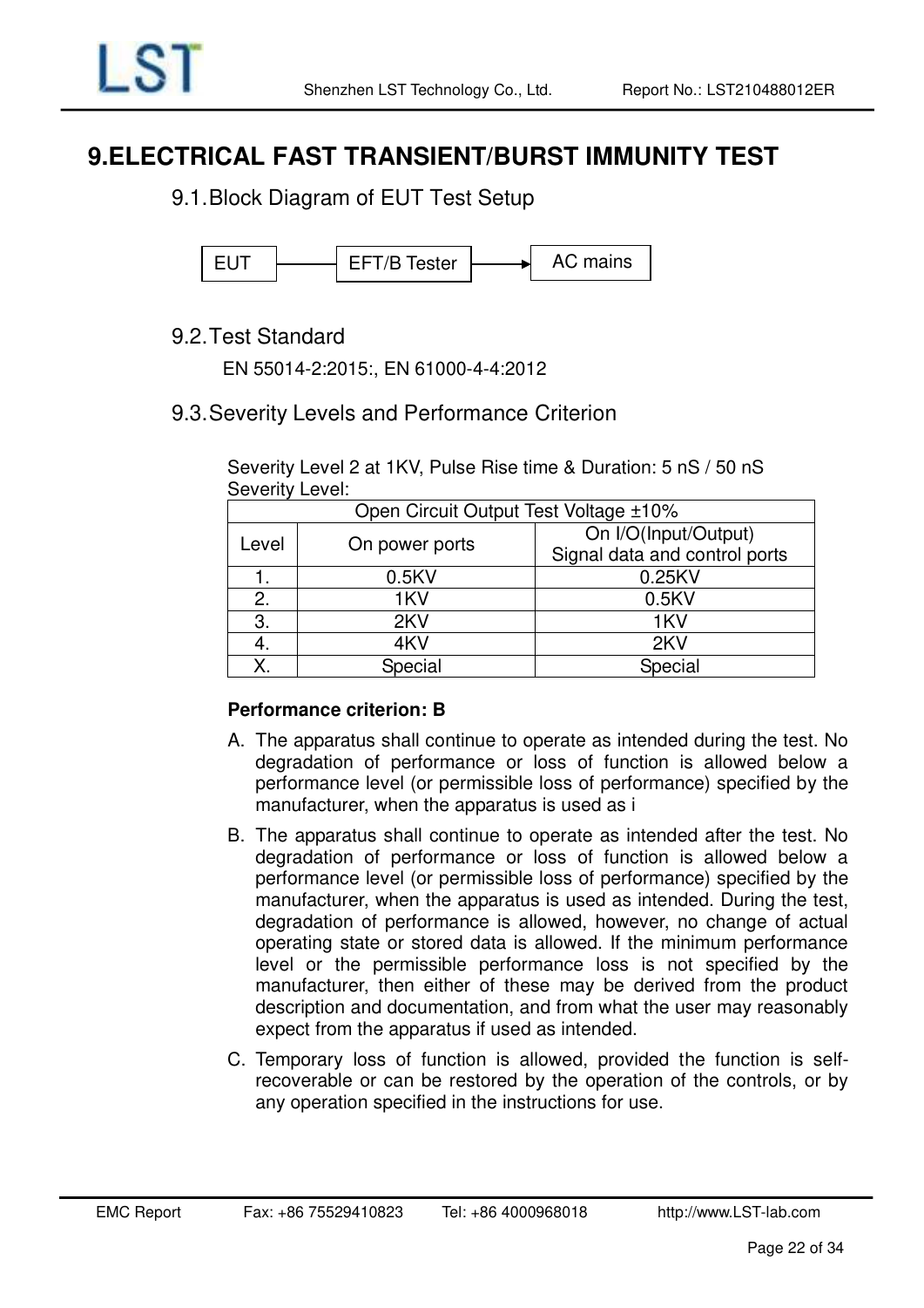# 9.ELECTRICAL FAST TRANSIENT/BURST IMMUNITY TEST

## 9.1. Block Diagram of EUT Test Setup

EUT —— EFT/B Tester ——→ AC mains

## 9.2. Test Standard

EN 55014-2:2015:, EN 61000-4-4:2012

## 9.3. Severity Levels and Performance Criterion

Severity Level 2 at 1KV, Pulse Rise time & Duration: 5 nS / 50 nS
Severity Level:

| Open Circuit Output Test Voltage ±10% | | |
|---|---|---|
| Level | On power ports | On I/O(Input/Output) Signal data and control ports |
| 1. | 0.5KV | 0.25KV |
| 2. | 1KV | 0.5KV |
| 3. | 2KV | 1KV |
| 4. | 4KV | 2KV |
| X. | Special | Special |

**Performance criterion: B**

A. The apparatus shall continue to operate as intended during the test. No degradation of performance or loss of function is allowed below a performance level (or permissible loss of performance) specified by the manufacturer, when the apparatus is used as i

B. The apparatus shall continue to operate as intended after the test. No degradation of performance or loss of function is allowed below a performance level (or permissible loss of performance) specified by the manufacturer, when the apparatus is used as intended. During the test, degradation of performance is allowed, however, no change of actual operating state or stored data is allowed. If the minimum performance level or the permissible performance loss is not specified by the manufacturer, then either of these may be derived from the product description and documentation, and from what the user may reasonably expect from the apparatus if used as intended.

C. Temporary loss of function is allowed, provided the function is self-recoverable or can be restored by the operation of the controls, or by any operation specified in the instructions for use.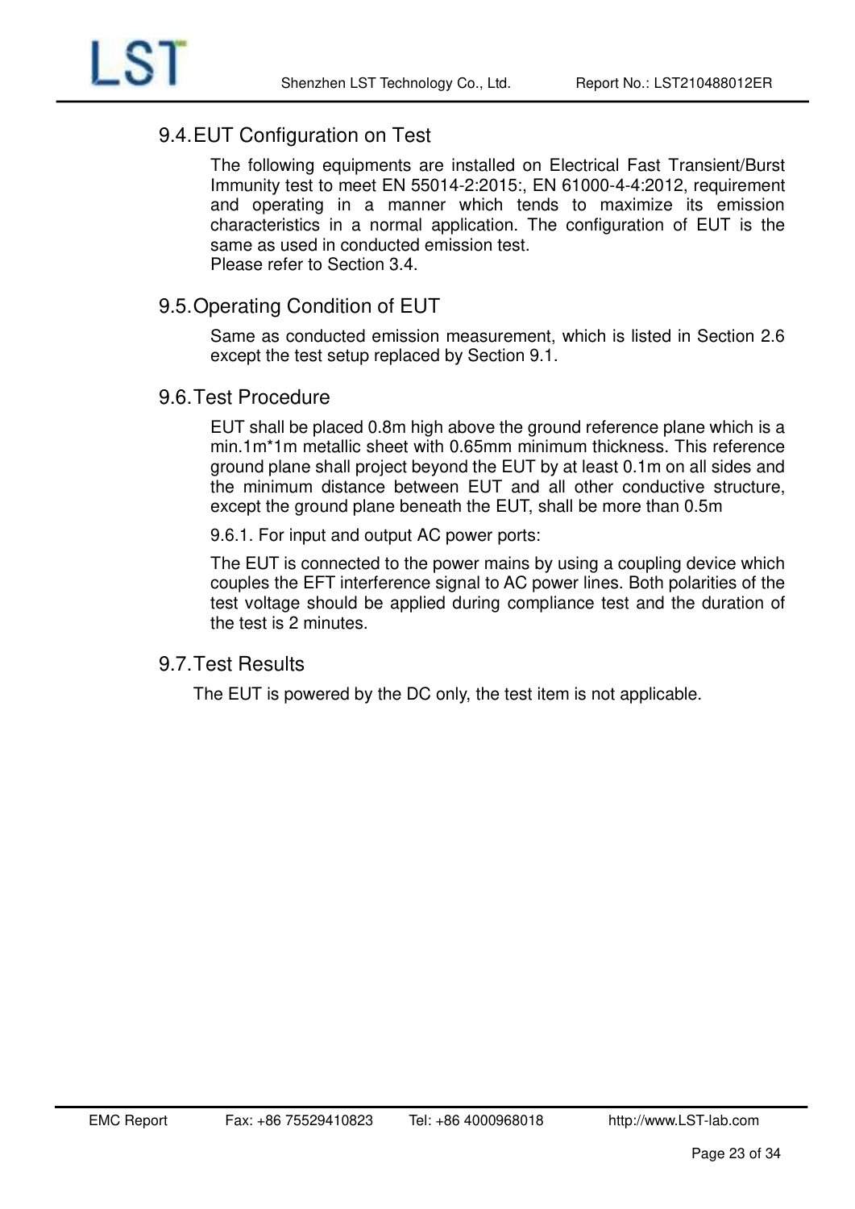## 9.4. EUT Configuration on Test

The following equipments are installed on Electrical Fast Transient/Burst Immunity test to meet EN 55014-2:2015:, EN 61000-4-4:2012, requirement and operating in a manner which tends to maximize its emission characteristics in a normal application. The configuration of EUT is the same as used in conducted emission test.
Please refer to Section 3.4.

## 9.5. Operating Condition of EUT

Same as conducted emission measurement, which is listed in Section 2.6 except the test setup replaced by Section 9.1.

## 9.6. Test Procedure

EUT shall be placed 0.8m high above the ground reference plane which is a min.1m*1m metallic sheet with 0.65mm minimum thickness. This reference ground plane shall project beyond the EUT by at least 0.1m on all sides and the minimum distance between EUT and all other conductive structure, except the ground plane beneath the EUT, shall be more than 0.5m

9.6.1. For input and output AC power ports:

The EUT is connected to the power mains by using a coupling device which couples the EFT interference signal to AC power lines. Both polarities of the test voltage should be applied during compliance test and the duration of the test is 2 minutes.

## 9.7. Test Results

The EUT is powered by the DC only, the test item is not applicable.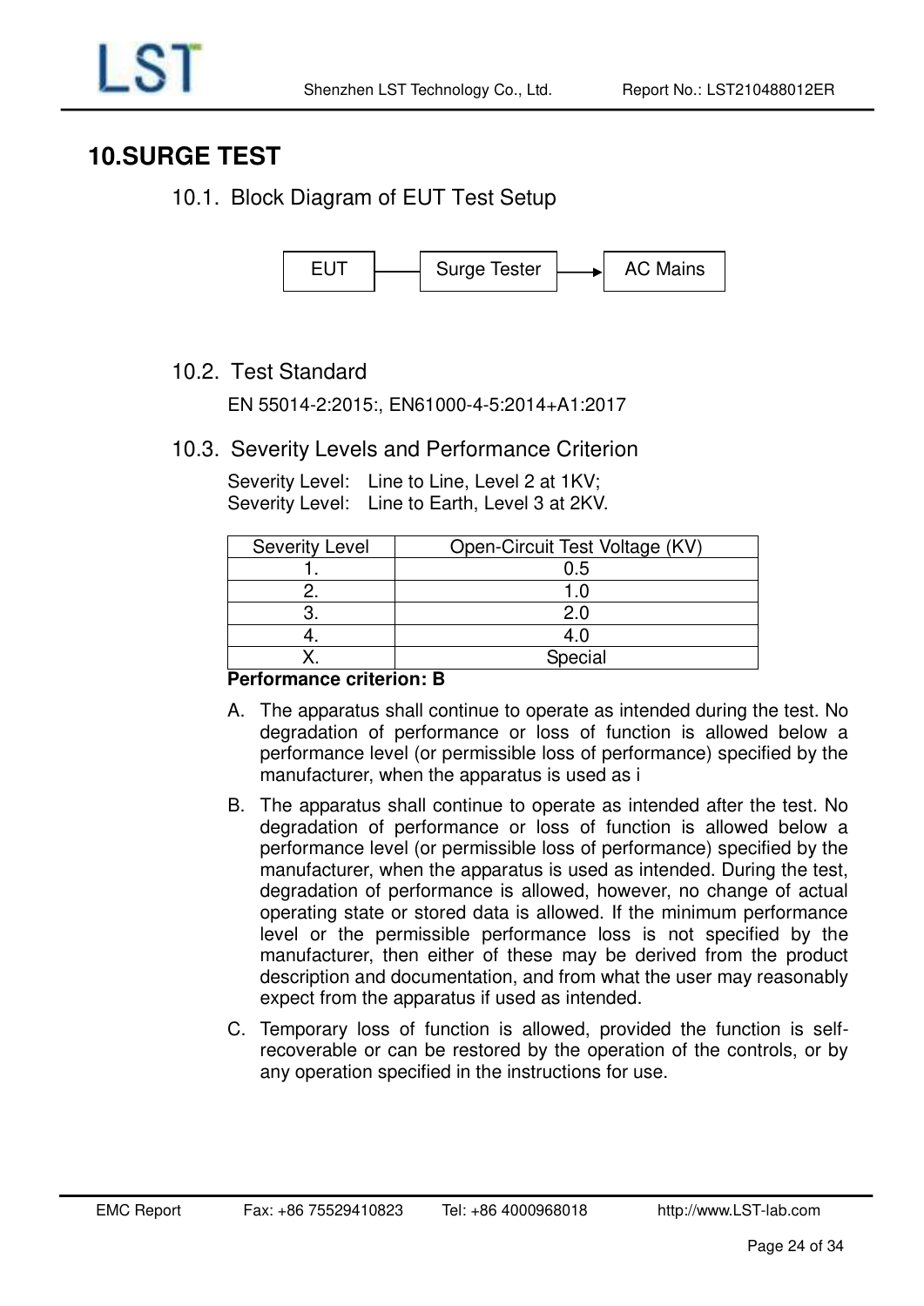# 10.SURGE TEST

## 10.1. Block Diagram of EUT Test Setup

EUT —— Surge Tester ——> AC Mains

## 10.2. Test Standard

EN 55014-2:2015:, EN61000-4-5:2014+A1:2017

## 10.3. Severity Levels and Performance Criterion

Severity Level: Line to Line, Level 2 at 1KV;
Severity Level: Line to Earth, Level 3 at 2KV.

| Severity Level | Open-Circuit Test Voltage (KV) |
|---|---|
| 1. | 0.5 |
| 2. | 1.0 |
| 3. | 2.0 |
| 4. | 4.0 |
| X. | Special |

**Performance criterion: B**

A. The apparatus shall continue to operate as intended during the test. No degradation of performance or loss of function is allowed below a performance level (or permissible loss of performance) specified by the manufacturer, when the apparatus is used as i

B. The apparatus shall continue to operate as intended after the test. No degradation of performance or loss of function is allowed below a performance level (or permissible loss of performance) specified by the manufacturer, when the apparatus is used as intended. During the test, degradation of performance is allowed, however, no change of actual operating state or stored data is allowed. If the minimum performance level or the permissible performance loss is not specified by the manufacturer, then either of these may be derived from the product description and documentation, and from what the user may reasonably expect from the apparatus if used as intended.

C. Temporary loss of function is allowed, provided the function is self-recoverable or can be restored by the operation of the controls, or by any operation specified in the instructions for use.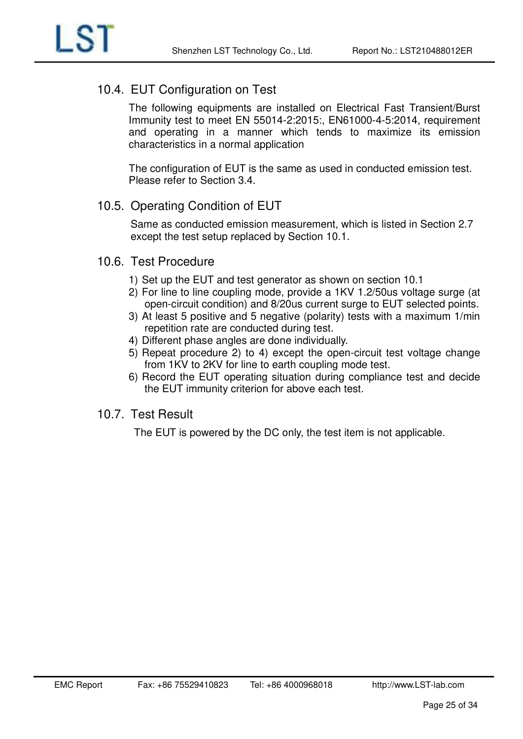## 10.4. EUT Configuration on Test

The following equipments are installed on Electrical Fast Transient/Burst Immunity test to meet EN 55014-2:2015:, EN61000-4-5:2014, requirement and operating in a manner which tends to maximize its emission characteristics in a normal application

The configuration of EUT is the same as used in conducted emission test. Please refer to Section 3.4.

## 10.5. Operating Condition of EUT

Same as conducted emission measurement, which is listed in Section 2.7 except the test setup replaced by Section 10.1.

## 10.6. Test Procedure

1) Set up the EUT and test generator as shown on section 10.1
2) For line to line coupling mode, provide a 1KV 1.2/50us voltage surge (at open-circuit condition) and 8/20us current surge to EUT selected points.
3) At least 5 positive and 5 negative (polarity) tests with a maximum 1/min repetition rate are conducted during test.
4) Different phase angles are done individually.
5) Repeat procedure 2) to 4) except the open-circuit test voltage change from 1KV to 2KV for line to earth coupling mode test.
6) Record the EUT operating situation during compliance test and decide the EUT immunity criterion for above each test.

## 10.7. Test Result

The EUT is powered by the DC only, the test item is not applicable.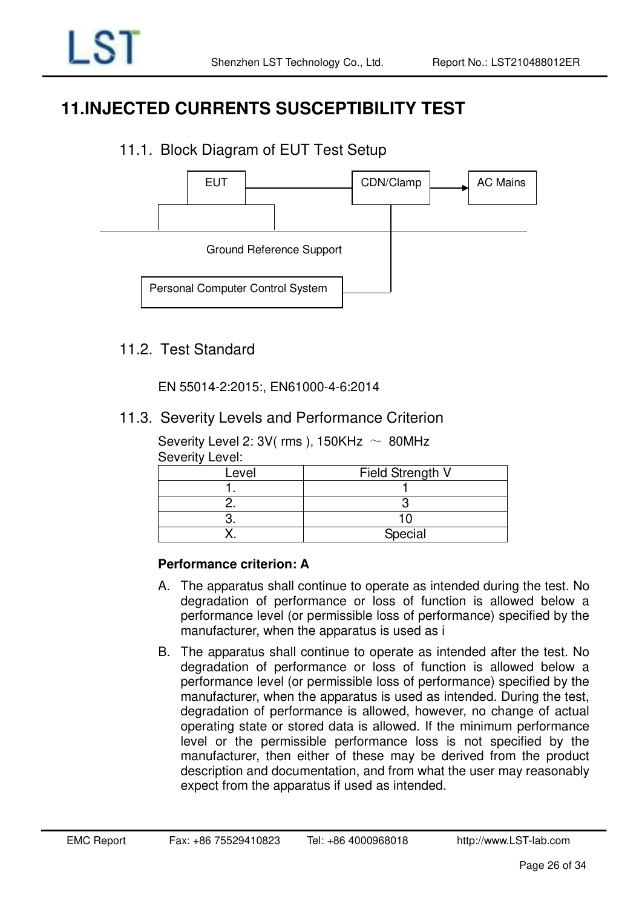# 11.INJECTED CURRENTS SUSCEPTIBILITY TEST

## 11.1. Block Diagram of EUT Test Setup

EUT

CDN/Clamp

AC Mains

Ground Reference Support

Personal Computer Control System

## 11.2. Test Standard

EN 55014-2:2015:, EN61000-4-6:2014

## 11.3. Severity Levels and Performance Criterion

Severity Level 2: 3V( rms ), 150KHz ～ 80MHz

Severity Level:

| Level | Field Strength V |
|---|---|
| 1. | 1 |
| 2. | 3 |
| 3. | 10 |
| X. | Special |

**Performance criterion: A**

A. The apparatus shall continue to operate as intended during the test. No degradation of performance or loss of function is allowed below a performance level (or permissible loss of performance) specified by the manufacturer, when the apparatus is used as i

B. The apparatus shall continue to operate as intended after the test. No degradation of performance or loss of function is allowed below a performance level (or permissible loss of performance) specified by the manufacturer, when the apparatus is used as intended. During the test, degradation of performance is allowed, however, no change of actual operating state or stored data is allowed. If the minimum performance level or the permissible performance loss is not specified by the manufacturer, then either of these may be derived from the product description and documentation, and from what the user may reasonably expect from the apparatus if used as intended.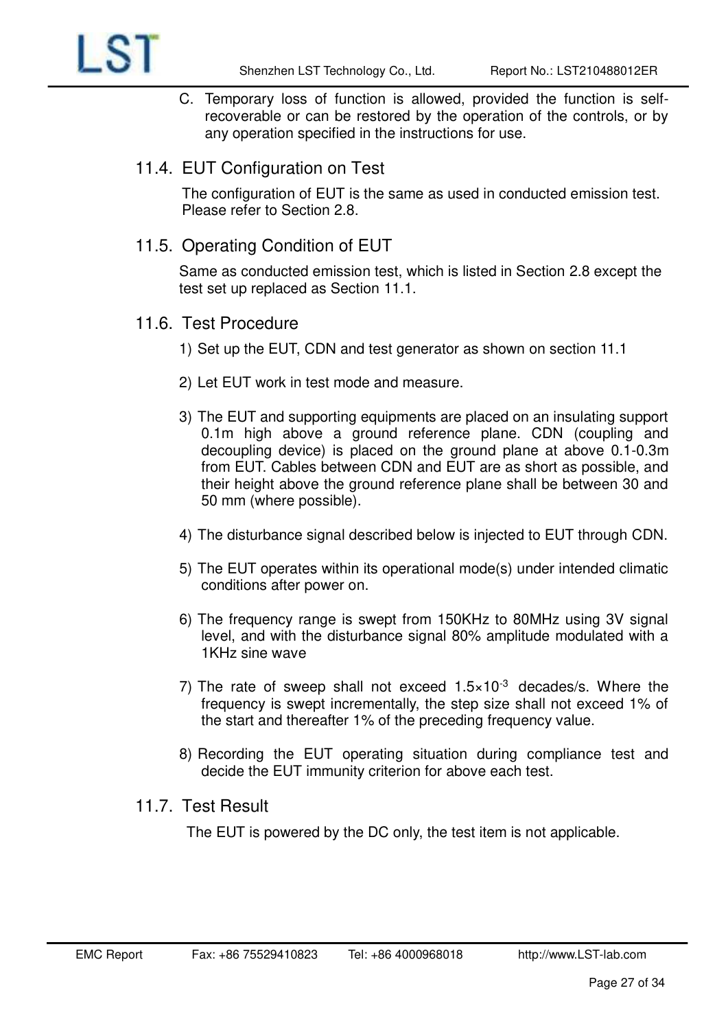C. Temporary loss of function is allowed, provided the function is self-recoverable or can be restored by the operation of the controls, or by any operation specified in the instructions for use.

## 11.4. EUT Configuration on Test

The configuration of EUT is the same as used in conducted emission test. Please refer to Section 2.8.

## 11.5. Operating Condition of EUT

Same as conducted emission test, which is listed in Section 2.8 except the test set up replaced as Section 11.1.

## 11.6. Test Procedure

1) Set up the EUT, CDN and test generator as shown on section 11.1

2) Let EUT work in test mode and measure.

3) The EUT and supporting equipments are placed on an insulating support 0.1m high above a ground reference plane. CDN (coupling and decoupling device) is placed on the ground plane at above 0.1-0.3m from EUT. Cables between CDN and EUT are as short as possible, and their height above the ground reference plane shall be between 30 and 50 mm (where possible).

4) The disturbance signal described below is injected to EUT through CDN.

5) The EUT operates within its operational mode(s) under intended climatic conditions after power on.

6) The frequency range is swept from 150KHz to 80MHz using 3V signal level, and with the disturbance signal 80% amplitude modulated with a 1KHz sine wave

7) The rate of sweep shall not exceed $1.5\times10^{-3}$ decades/s. Where the frequency is swept incrementally, the step size shall not exceed 1% of the start and thereafter 1% of the preceding frequency value.

8) Recording the EUT operating situation during compliance test and decide the EUT immunity criterion for above each test.

## 11.7. Test Result

The EUT is powered by the DC only, the test item is not applicable.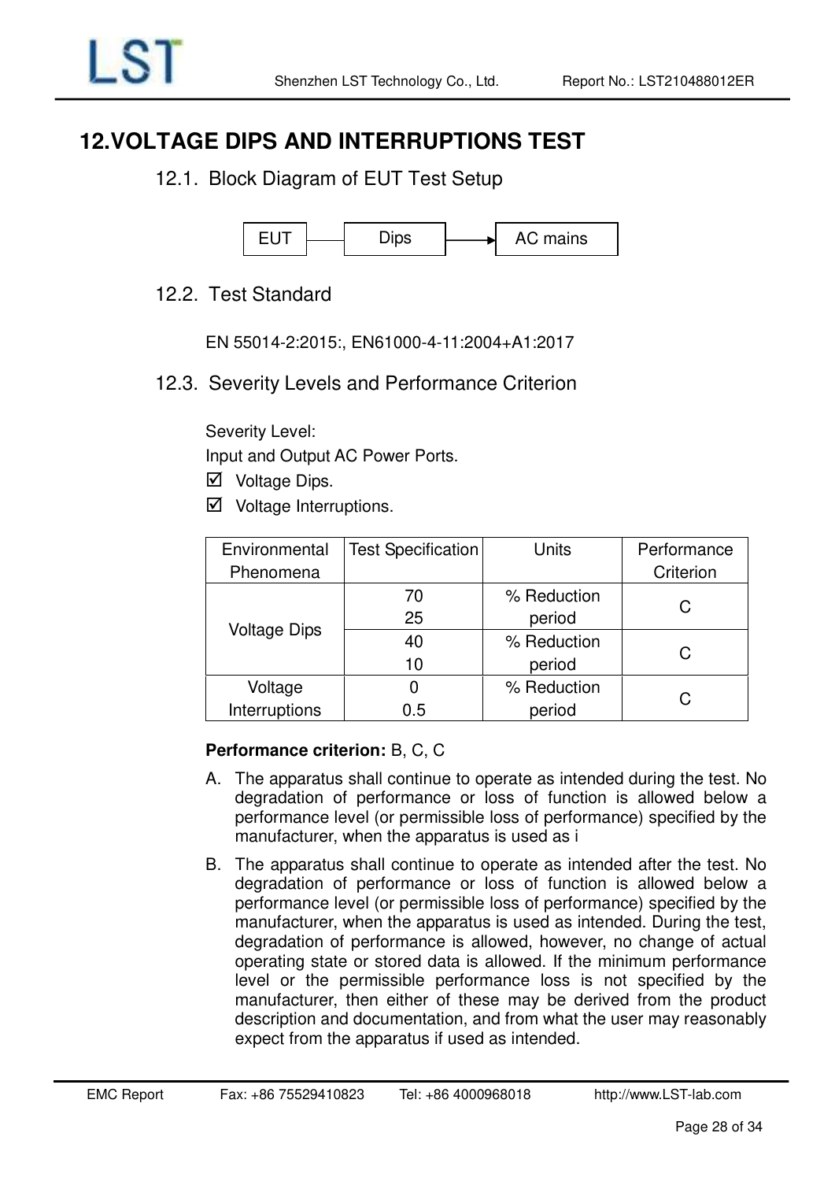# 12.VOLTAGE DIPS AND INTERRUPTIONS TEST

## 12.1. Block Diagram of EUT Test Setup

EUT — Dips → AC mains

## 12.2. Test Standard

EN 55014-2:2015:, EN61000-4-11:2004+A1:2017

## 12.3. Severity Levels and Performance Criterion

Severity Level:

Input and Output AC Power Ports.

☑ Voltage Dips.

☑ Voltage Interruptions.

| Environmental Phenomena | Test Specification | Units | Performance Criterion |
|---|---|---|---|
| Voltage Dips | 70<br>25 | % Reduction<br>period | C |
| | 40<br>10 | % Reduction<br>period | C |
| Voltage Interruptions | 0<br>0.5 | % Reduction<br>period | C |

**Performance criterion:** B, C, C

A. The apparatus shall continue to operate as intended during the test. No degradation of performance or loss of function is allowed below a performance level (or permissible loss of performance) specified by the manufacturer, when the apparatus is used as i

B. The apparatus shall continue to operate as intended after the test. No degradation of performance or loss of function is allowed below a performance level (or permissible loss of performance) specified by the manufacturer, when the apparatus is used as intended. During the test, degradation of performance is allowed, however, no change of actual operating state or stored data is allowed. If the minimum performance level or the permissible performance loss is not specified by the manufacturer, then either of these may be derived from the product description and documentation, and from what the user may reasonably expect from the apparatus if used as intended.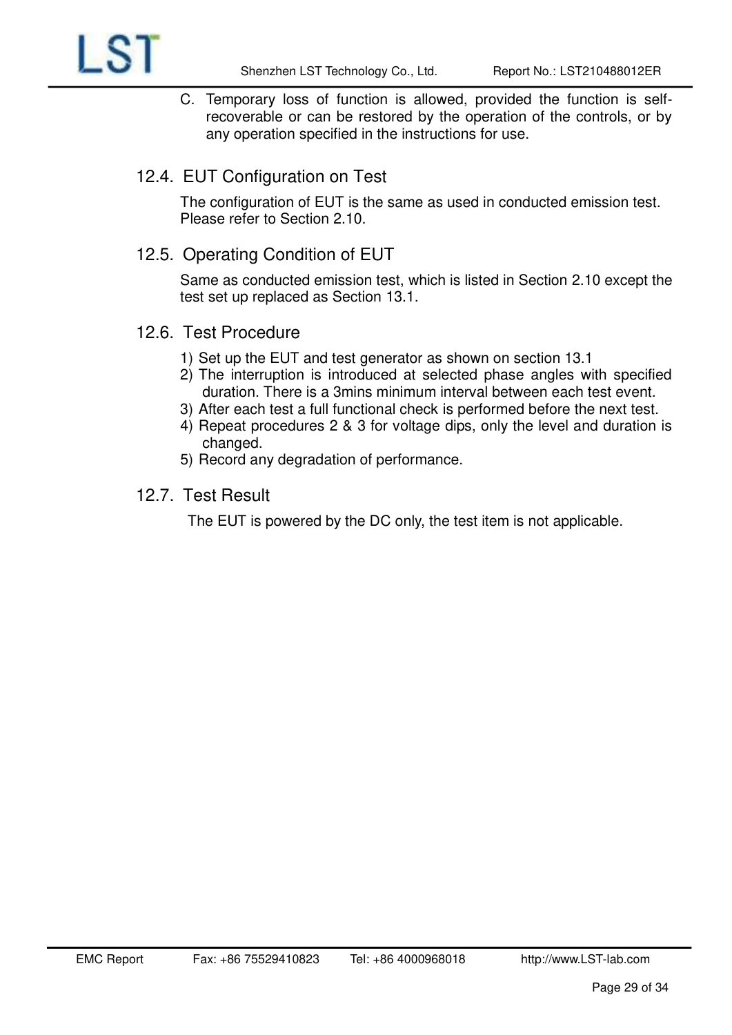C. Temporary loss of function is allowed, provided the function is self-recoverable or can be restored by the operation of the controls, or by any operation specified in the instructions for use.

## 12.4. EUT Configuration on Test

The configuration of EUT is the same as used in conducted emission test. Please refer to Section 2.10.

## 12.5. Operating Condition of EUT

Same as conducted emission test, which is listed in Section 2.10 except the test set up replaced as Section 13.1.

## 12.6. Test Procedure

1) Set up the EUT and test generator as shown on section 13.1
2) The interruption is introduced at selected phase angles with specified duration. There is a 3mins minimum interval between each test event.
3) After each test a full functional check is performed before the next test.
4) Repeat procedures 2 & 3 for voltage dips, only the level and duration is changed.
5) Record any degradation of performance.

## 12.7. Test Result

The EUT is powered by the DC only, the test item is not applicable.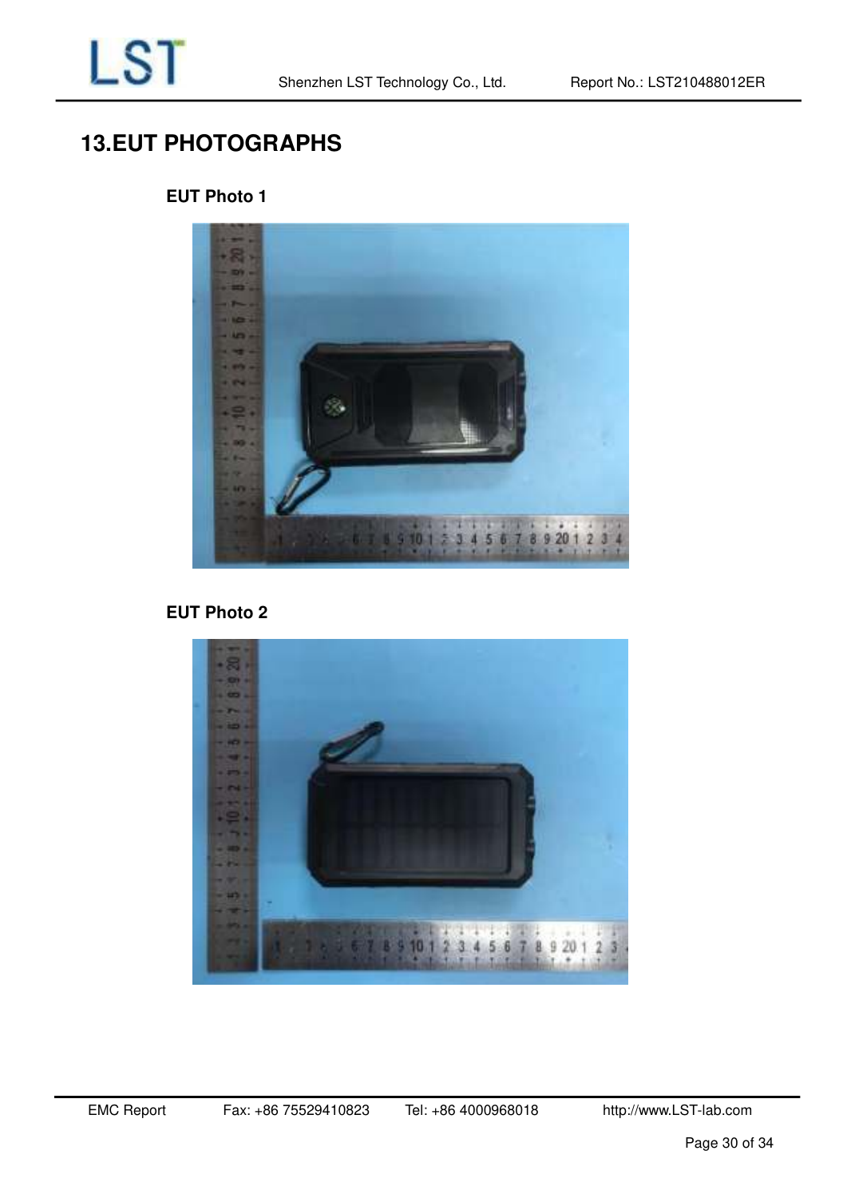# 13.EUT PHOTOGRAPHS

**EUT Photo 1**

**EUT Photo 2**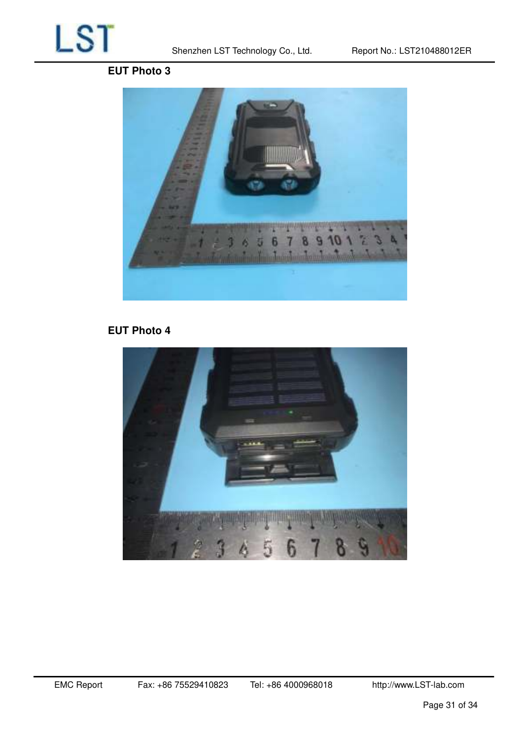**EUT Photo 3**

**EUT Photo 4**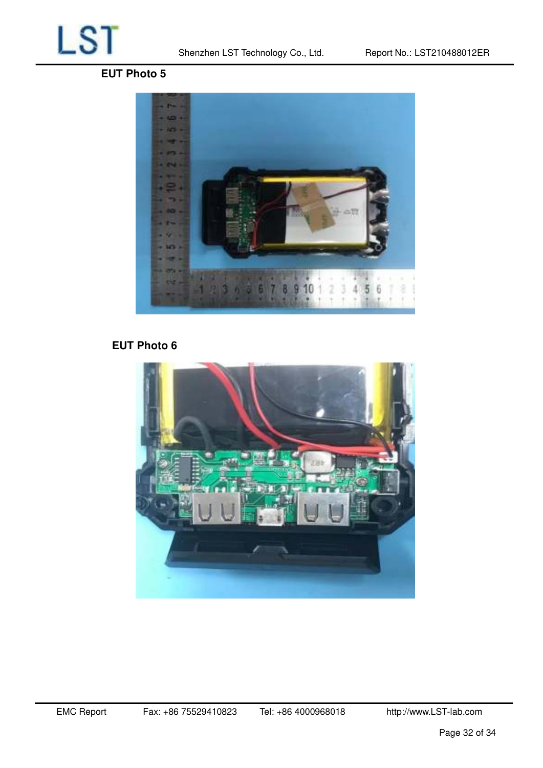EUT Photo 5

EUT Photo 6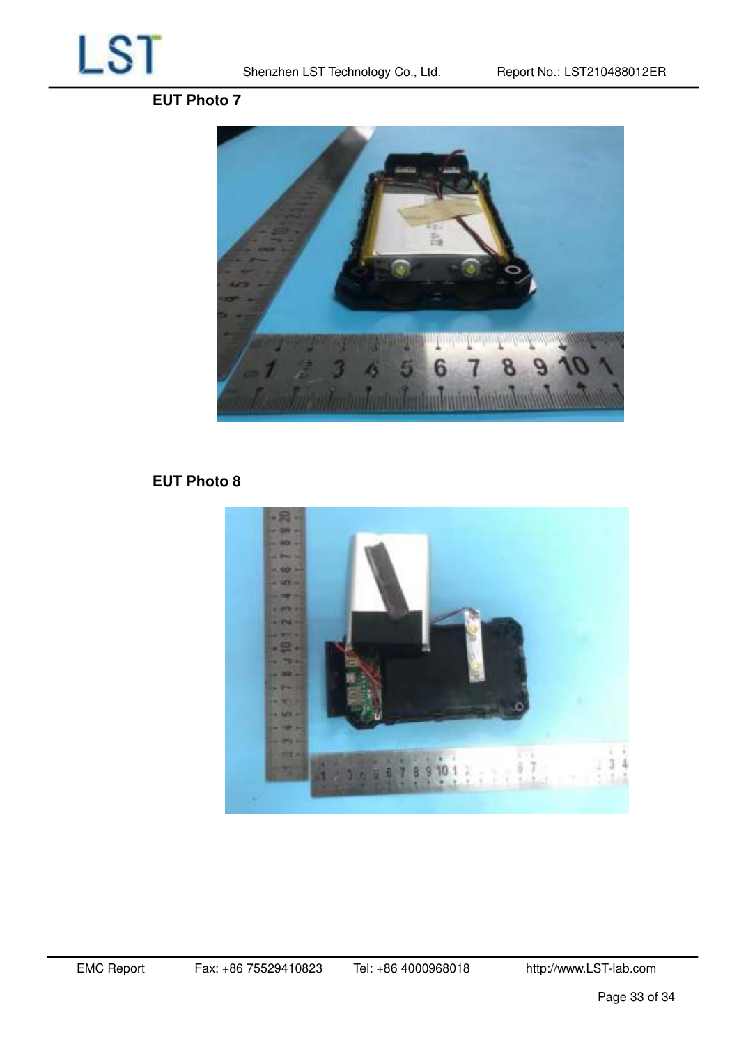**EUT Photo 7**

**EUT Photo 8**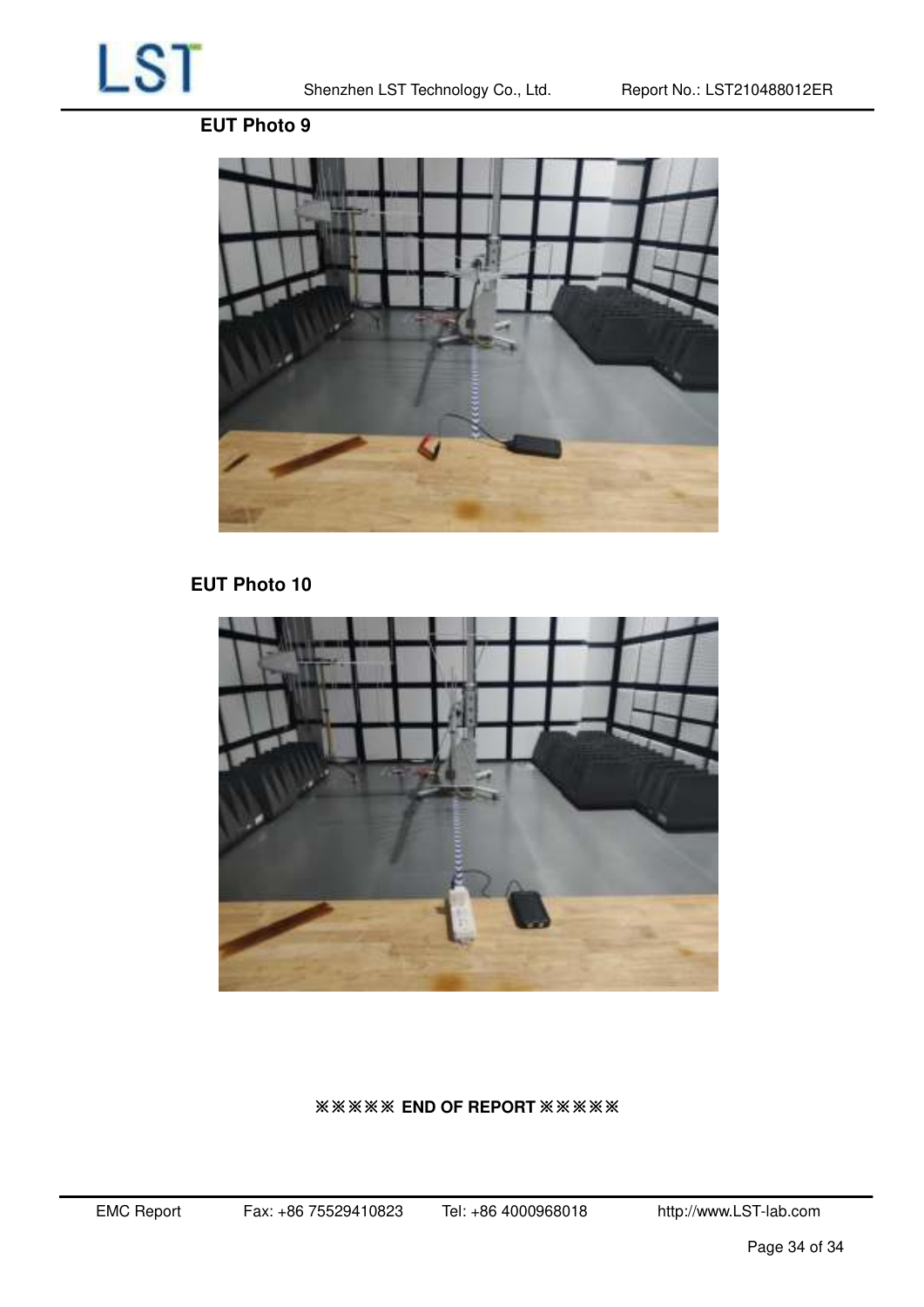**EUT Photo 9**

**EUT Photo 10**

※※※※※ **END OF REPORT** ※※※※※